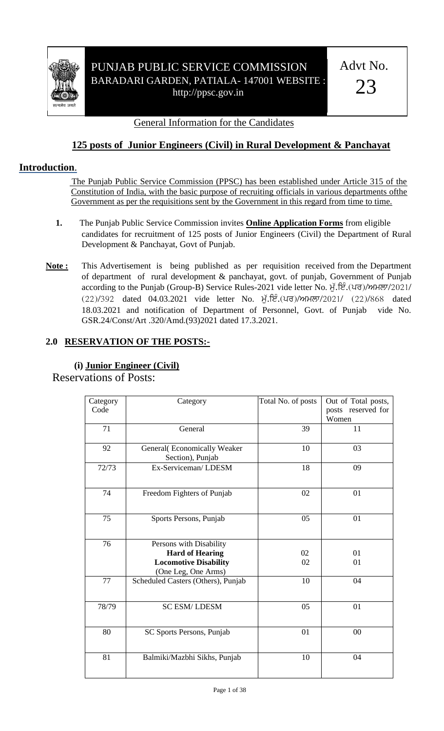# PUNJAB PUBLIC SERVICE COMMISSION
BARADARI GARDEN, PATIALA- 147001 WEBSITE : http://ppsc.gov.in

Advt No. 23

General Information for the Candidates

## 125 posts of Junior Engineers (Civil) in Rural Development & Panchayat

## Introduction.

The Punjab Public Service Commission (PPSC) has been established under Article 315 of the Constitution of India, with the basic purpose of recruiting officials in various departments ofthe Government as per the requisitions sent by the Government in this regard from time to time.

**1.** The Punjab Public Service Commission invites **Online Application Forms** from eligible candidates for recruitment of 125 posts of Junior Engineers (Civil) the Department of Rural Development & Panchayat, Govt of Punjab.

**Note :** This Advertisement is being published as per requisition received from the Department of department of rural development & panchayat, govt. of punjab, Government of Punjab according to the Punjab (Group-B) Service Rules-2021 vide letter No. ਮੁੱ.ਇੰ.(ਪਰ)/ਅਮਲਾ/2021/(22)/392 dated 04.03.2021 vide letter No. ਮੁੱ.ਇੰ.(ਪਰ)/ਅਮਲਾ/2021/ (22)/868 dated 18.03.2021 and notification of Department of Personnel, Govt. of Punjab vide No. GSR.24/Const/Art .320/Amd.(93)2021 dated 17.3.2021.

### 2.0 RESERVATION OF THE POSTS:-

**(i) Junior Engineer (Civil)**

Reservations of Posts:

| Category Code | Category | Total No. of posts | Out of Total posts, posts reserved for Women |
|---|---|---|---|
| 71 | General | 39 | 11 |
| 92 | General( Economically Weaker Section), Punjab | 10 | 03 |
| 72/73 | Ex-Serviceman/ LDESM | 18 | 09 |
| 74 | Freedom Fighters of Punjab | 02 | 01 |
| 75 | Sports Persons, Punjab | 05 | 01 |
| 76 | Persons with Disability<br>**Hard of Hearing**<br>**Locomotive Disability** (One Leg, One Arms) | <br>02<br>02 | <br>01<br>01 |
| 77 | Scheduled Casters (Others), Punjab | 10 | 04 |
| 78/79 | SC ESM/ LDESM | 05 | 01 |
| 80 | SC Sports Persons, Punjab | 01 | 00 |
| 81 | Balmiki/Mazbhi Sikhs, Punjab | 10 | 04 |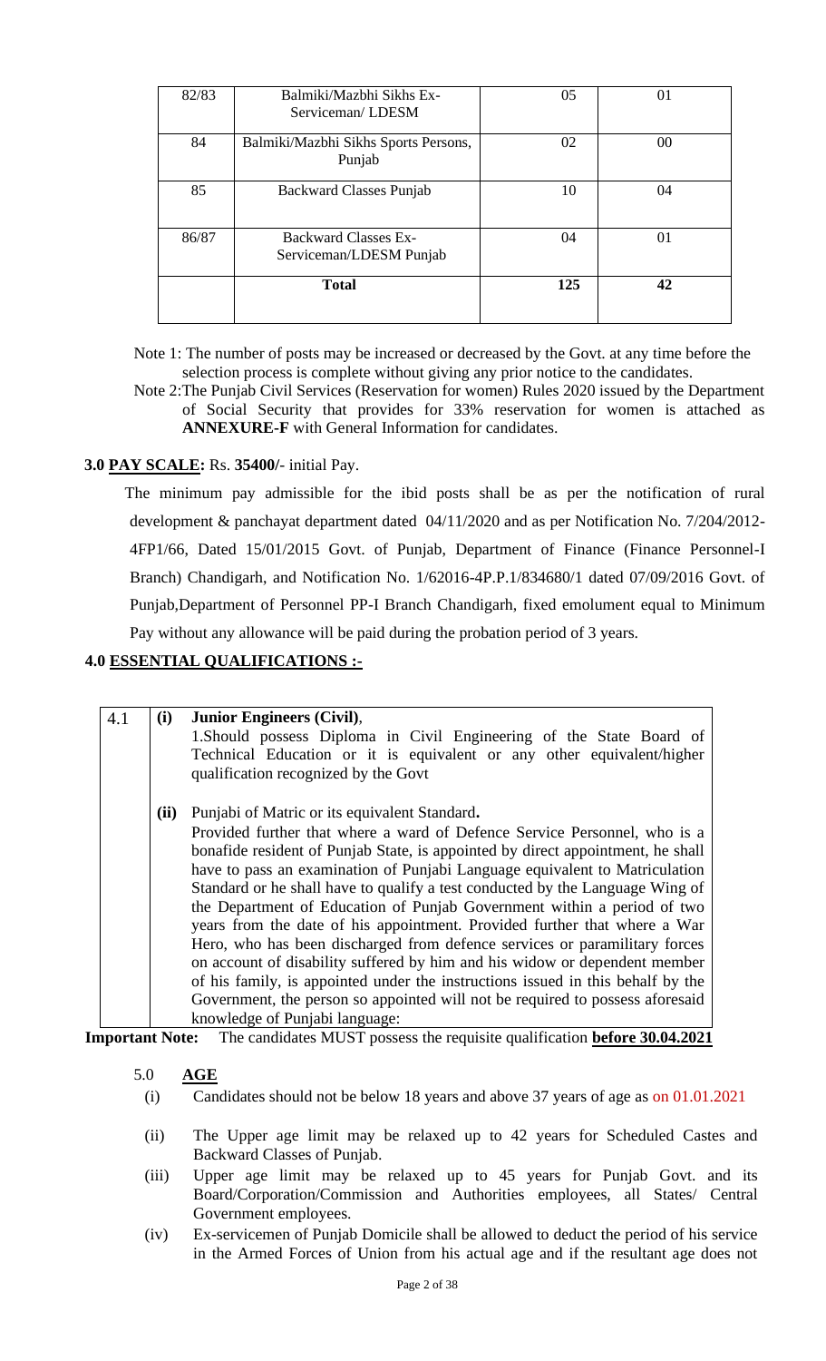| 82/83 | Balmiki/Mazbhi Sikhs Ex-Serviceman/ LDESM | 05 | 01 |
|---|---|---|---|
| 84 | Balmiki/Mazbhi Sikhs Sports Persons, Punjab | 02 | 00 |
| 85 | Backward Classes Punjab | 10 | 04 |
| 86/87 | Backward Classes Ex-Serviceman/LDESM Punjab | 04 | 01 |
| | **Total** | **125** | **42** |

Note 1: The number of posts may be increased or decreased by the Govt. at any time before the selection process is complete without giving any prior notice to the candidates.

Note 2:The Punjab Civil Services (Reservation for women) Rules 2020 issued by the Department of Social Security that provides for 33% reservation for women is attached as **ANNEXURE-F** with General Information for candidates.

**3.0 PAY SCALE:** Rs. **35400/-** initial Pay.

The minimum pay admissible for the ibid posts shall be as per the notification of rural development & panchayat department dated 04/11/2020 and as per Notification No. 7/204/2012-4FP1/66, Dated 15/01/2015 Govt. of Punjab, Department of Finance (Finance Personnel-I Branch) Chandigarh, and Notification No. 1/62016-4P.P.1/834680/1 dated 07/09/2016 Govt. of Punjab,Department of Personnel PP-I Branch Chandigarh, fixed emolument equal to Minimum Pay without any allowance will be paid during the probation period of 3 years.

**4.0 ESSENTIAL QUALIFICATIONS :-**

4.1 **(i) Junior Engineers (Civil)**,

1.Should possess Diploma in Civil Engineering of the State Board of Technical Education or it is equivalent or any other equivalent/higher qualification recognized by the Govt

**(ii)** Punjabi of Matric or its equivalent Standard**.**

Provided further that where a ward of Defence Service Personnel, who is a bonafide resident of Punjab State, is appointed by direct appointment, he shall have to pass an examination of Punjabi Language equivalent to Matriculation Standard or he shall have to qualify a test conducted by the Language Wing of the Department of Education of Punjab Government within a period of two years from the date of his appointment. Provided further that where a War Hero, who has been discharged from defence services or paramilitary forces on account of disability suffered by him and his widow or dependent member of his family, is appointed under the instructions issued in this behalf by the Government, the person so appointed will not be required to possess aforesaid knowledge of Punjabi language:

**Important Note:** The candidates MUST possess the requisite qualification **before 30.04.2021**

5.0 **AGE**

(i) Candidates should not be below 18 years and above 37 years of age as on 01.01.2021

(ii) The Upper age limit may be relaxed up to 42 years for Scheduled Castes and Backward Classes of Punjab.

(iii) Upper age limit may be relaxed up to 45 years for Punjab Govt. and its Board/Corporation/Commission and Authorities employees, all States/ Central Government employees.

(iv) Ex-servicemen of Punjab Domicile shall be allowed to deduct the period of his service in the Armed Forces of Union from his actual age and if the resultant age does not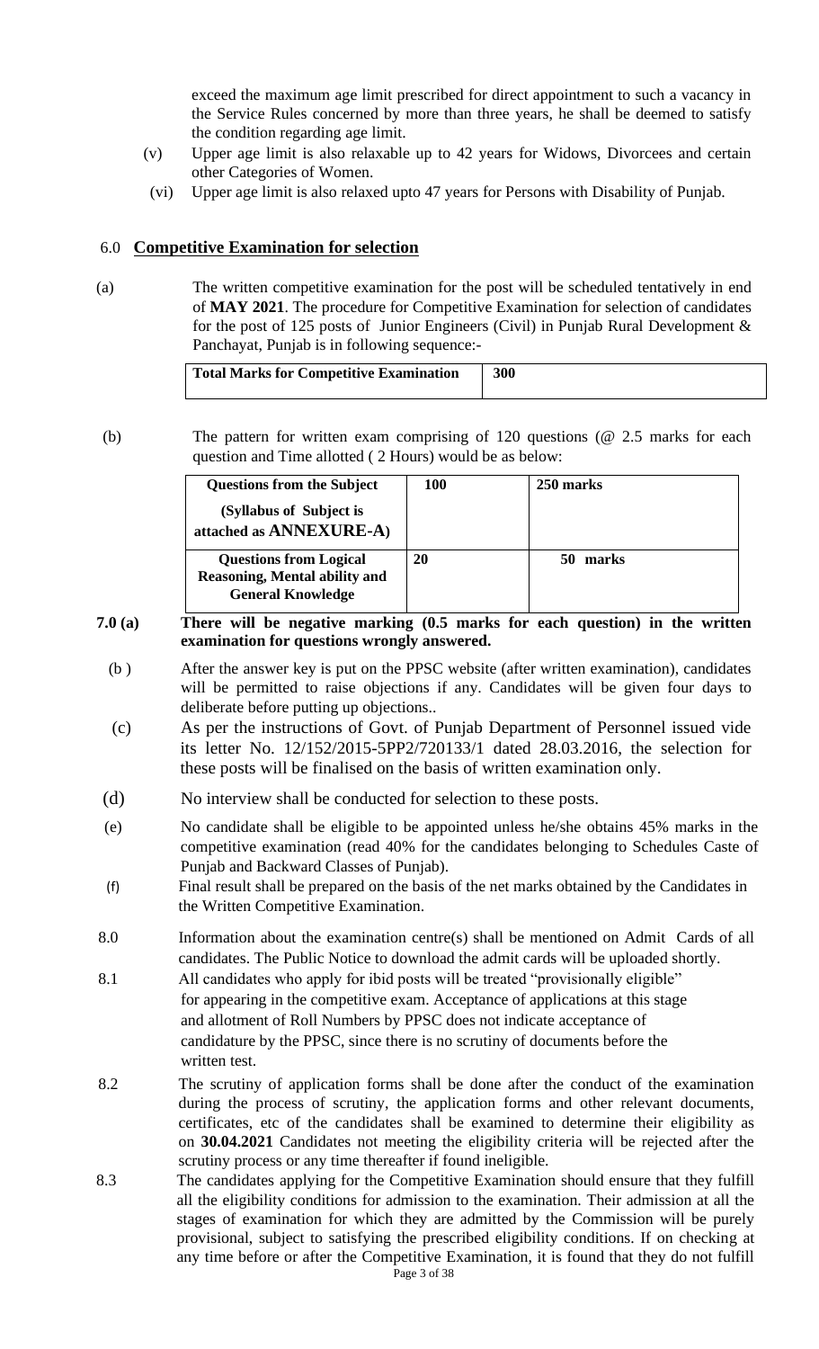exceed the maximum age limit prescribed for direct appointment to such a vacancy in the Service Rules concerned by more than three years, he shall be deemed to satisfy the condition regarding age limit.

(v) Upper age limit is also relaxable up to 42 years for Widows, Divorcees and certain other Categories of Women.

(vi) Upper age limit is also relaxed upto 47 years for Persons with Disability of Punjab.

## 6.0 **Competitive Examination for selection**

(a) The written competitive examination for the post will be scheduled tentatively in end of **MAY 2021**. The procedure for Competitive Examination for selection of candidates for the post of 125 posts of Junior Engineers (Civil) in Punjab Rural Development & Panchayat, Punjab is in following sequence:-

| **Total Marks for Competitive Examination** | **300** |
|---|---|

(b) The pattern for written exam comprising of 120 questions (@ 2.5 marks for each question and Time allotted ( 2 Hours) would be as below:

| **Questions from the Subject** **(Syllabus of Subject is attached as ANNEXURE-A)** | **100** | **250 marks** |
|---|---|---|
| **Questions from Logical Reasoning, Mental ability and General Knowledge** | **20** | **50 marks** |

**7.0 (a) There will be negative marking (0.5 marks for each question) in the written examination for questions wrongly answered.**

(b ) After the answer key is put on the PPSC website (after written examination), candidates will be permitted to raise objections if any. Candidates will be given four days to deliberate before putting up objections..

(c) As per the instructions of Govt. of Punjab Department of Personnel issued vide its letter No. 12/152/2015-5PP2/720133/1 dated 28.03.2016, the selection for these posts will be finalised on the basis of written examination only.

(d) No interview shall be conducted for selection to these posts.

(e) No candidate shall be eligible to be appointed unless he/she obtains 45% marks in the competitive examination (read 40% for the candidates belonging to Schedules Caste of Punjab and Backward Classes of Punjab).

(f) Final result shall be prepared on the basis of the net marks obtained by the Candidates in the Written Competitive Examination.

8.0 Information about the examination centre(s) shall be mentioned on Admit Cards of all candidates. The Public Notice to download the admit cards will be uploaded shortly.

8.1 All candidates who apply for ibid posts will be treated "provisionally eligible" for appearing in the competitive exam. Acceptance of applications at this stage and allotment of Roll Numbers by PPSC does not indicate acceptance of candidature by the PPSC, since there is no scrutiny of documents before the written test.

8.2 The scrutiny of application forms shall be done after the conduct of the examination during the process of scrutiny, the application forms and other relevant documents, certificates, etc of the candidates shall be examined to determine their eligibility as on **30.04.2021** Candidates not meeting the eligibility criteria will be rejected after the scrutiny process or any time thereafter if found ineligible.

8.3 The candidates applying for the Competitive Examination should ensure that they fulfill all the eligibility conditions for admission to the examination. Their admission at all the stages of examination for which they are admitted by the Commission will be purely provisional, subject to satisfying the prescribed eligibility conditions. If on checking at any time before or after the Competitive Examination, it is found that they do not fulfill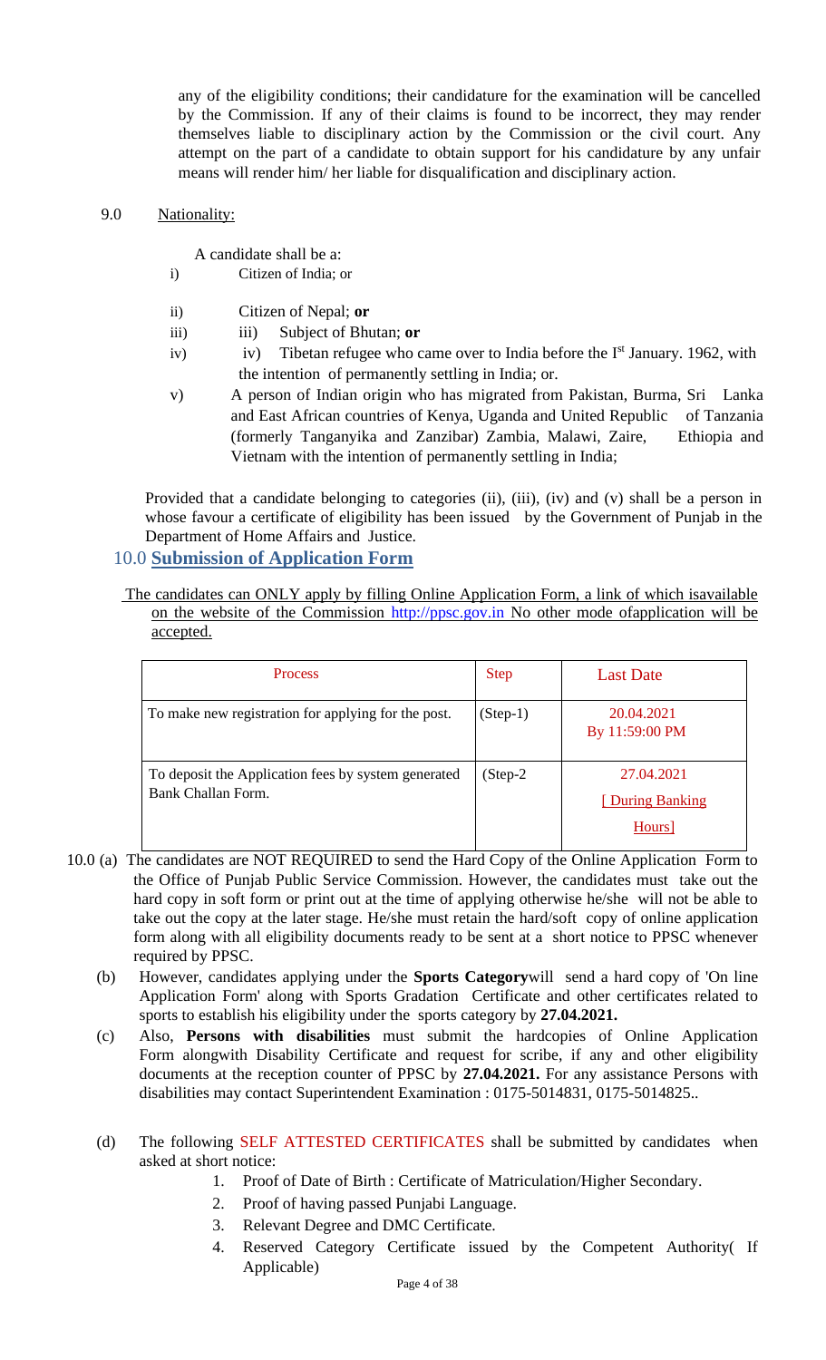any of the eligibility conditions; their candidature for the examination will be cancelled by the Commission. If any of their claims is found to be incorrect, they may render themselves liable to disciplinary action by the Commission or the civil court. Any attempt on the part of a candidate to obtain support for his candidature by any unfair means will render him/ her liable for disqualification and disciplinary action.

9.0 Nationality:

A candidate shall be a:

i) Citizen of India; or

ii) Citizen of Nepal; **or**

iii) iii) Subject of Bhutan; **or**

iv) iv) Tibetan refugee who came over to India before the I[st] January. 1962, with the intention of permanently settling in India; or.

v) A person of Indian origin who has migrated from Pakistan, Burma, Sri Lanka and East African countries of Kenya, Uganda and United Republic of Tanzania (formerly Tanganyika and Zanzibar) Zambia, Malawi, Zaire, Ethiopia and Vietnam with the intention of permanently settling in India;

Provided that a candidate belonging to categories (ii), (iii), (iv) and (v) shall be a person in whose favour a certificate of eligibility has been issued by the Government of Punjab in the Department of Home Affairs and Justice.

## 10.0 Submission of Application Form

The candidates can ONLY apply by filling Online Application Form, a link of which isavailable on the website of the Commission http://ppsc.gov.in No other mode ofapplication will be accepted.

| Process | Step | Last Date |
|---|---|---|
| To make new registration for applying for the post. | (Step-1) | 20.04.2021 By 11:59:00 PM |
| To deposit the Application fees by system generated Bank Challan Form. | (Step-2 | 27.04.2021 [ During Banking Hours] |

10.0 (a) The candidates are NOT REQUIRED to send the Hard Copy of the Online Application Form to the Office of Punjab Public Service Commission. However, the candidates must take out the hard copy in soft form or print out at the time of applying otherwise he/she will not be able to take out the copy at the later stage. He/she must retain the hard/soft copy of online application form along with all eligibility documents ready to be sent at a short notice to PPSC whenever required by PPSC.

(b) However, candidates applying under the **Sports Category**will send a hard copy of 'On line Application Form' along with Sports Gradation Certificate and other certificates related to sports to establish his eligibility under the sports category by **27.04.2021.**

(c) Also, **Persons with disabilities** must submit the hardcopies of Online Application Form alongwith Disability Certificate and request for scribe, if any and other eligibility documents at the reception counter of PPSC by **27.04.2021.** For any assistance Persons with disabilities may contact Superintendent Examination : 0175-5014831, 0175-5014825..

(d) The following SELF ATTESTED CERTIFICATES shall be submitted by candidates when asked at short notice:

1. Proof of Date of Birth : Certificate of Matriculation/Higher Secondary.
2. Proof of having passed Punjabi Language.
3. Relevant Degree and DMC Certificate.
4. Reserved Category Certificate issued by the Competent Authority( If Applicable)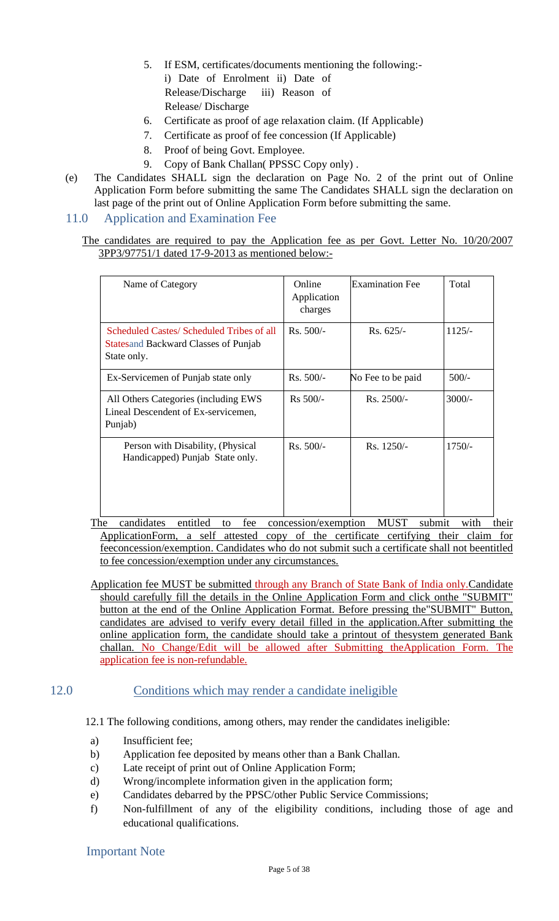5. If ESM, certificates/documents mentioning the following:-
   i) Date of Enrolment ii) Date of Release/Discharge iii) Reason of Release/ Discharge
6. Certificate as proof of age relaxation claim. (If Applicable)
7. Certificate as proof of fee concession (If Applicable)
8. Proof of being Govt. Employee.
9. Copy of Bank Challan( PPSSC Copy only) .

(e) The Candidates SHALL sign the declaration on Page No. 2 of the print out of Online Application Form before submitting the same The Candidates SHALL sign the declaration on last page of the print out of Online Application Form before submitting the same.

## 11.0 Application and Examination Fee

The candidates are required to pay the Application fee as per Govt. Letter No. 10/20/2007 3PP3/97751/1 dated 17-9-2013 as mentioned below:-

| Name of Category | Online Application charges | Examination Fee | Total |
|---|---|---|---|
| Scheduled Castes/ Scheduled Tribes of all Statesand Backward Classes of Punjab State only. | Rs. 500/- | Rs. 625/- | 1125/- |
| Ex-Servicemen of Punjab state only | Rs. 500/- | No Fee to be paid | 500/- |
| All Others Categories (including EWS Lineal Descendent of Ex-servicemen, Punjab) | Rs 500/- | Rs. 2500/- | 3000/- |
| Person with Disability, (Physical Handicapped) Punjab State only. | Rs. 500/- | Rs. 1250/- | 1750/- |

The candidates entitled to fee concession/exemption MUST submit with their ApplicationForm, a self attested copy of the certificate certifying their claim for feeconcession/exemption. Candidates who do not submit such a certificate shall not beentitled to fee concession/exemption under any circumstances.

Application fee MUST be submitted through any Branch of State Bank of India only.Candidate should carefully fill the details in the Online Application Form and click onthe "SUBMIT" button at the end of the Online Application Format. Before pressing the"SUBMIT" Button, candidates are advised to verify every detail filled in the application.After submitting the online application form, the candidate should take a printout of thesystem generated Bank challan. No Change/Edit will be allowed after Submitting theApplication Form. The application fee is non-refundable.

## 12.0 Conditions which may render a candidate ineligible

12.1 The following conditions, among others, may render the candidates ineligible:

a) Insufficient fee;
b) Application fee deposited by means other than a Bank Challan.
c) Late receipt of print out of Online Application Form;
d) Wrong/incomplete information given in the application form;
e) Candidates debarred by the PPSC/other Public Service Commissions;
f) Non-fulfillment of any of the eligibility conditions, including those of age and educational qualifications.

## Important Note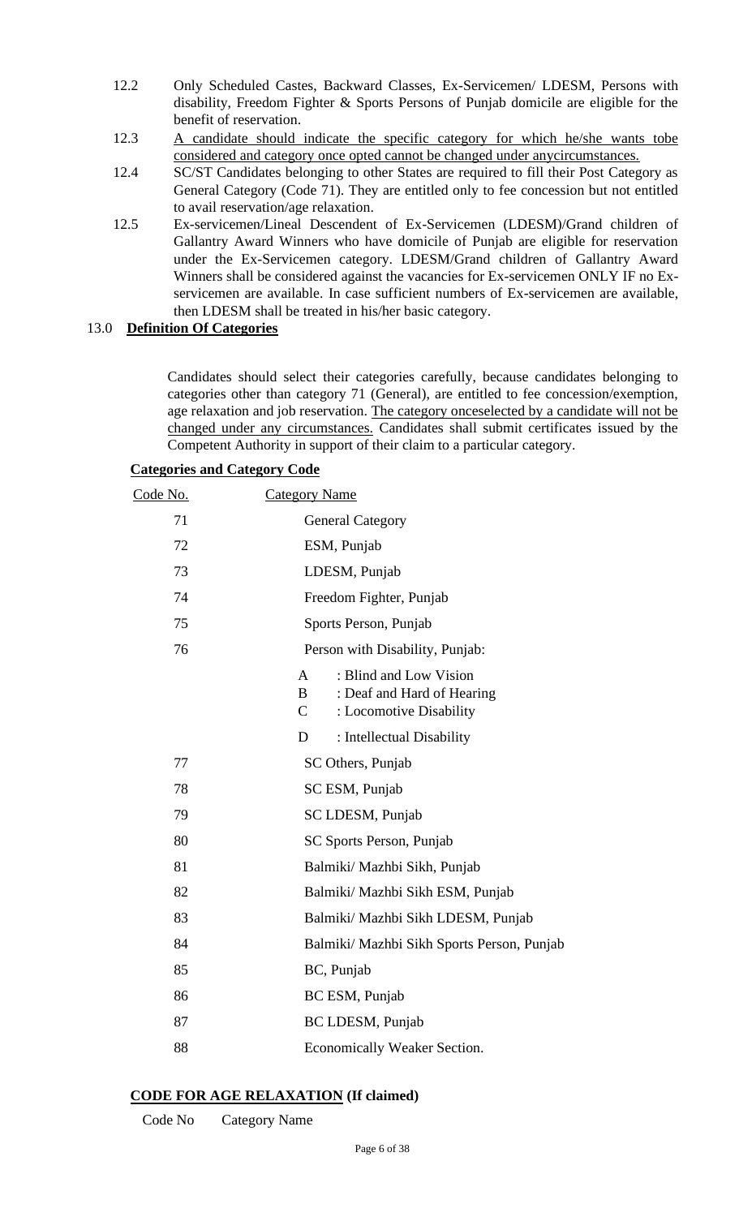12.2 Only Scheduled Castes, Backward Classes, Ex-Servicemen/ LDESM, Persons with disability, Freedom Fighter & Sports Persons of Punjab domicile are eligible for the benefit of reservation.

12.3 <u>A candidate should indicate the specific category for which he/she wants tobe considered and category once opted cannot be changed under anycircumstances.</u>

12.4 SC/ST Candidates belonging to other States are required to fill their Post Category as General Category (Code 71). They are entitled only to fee concession but not entitled to avail reservation/age relaxation.

12.5 Ex-servicemen/Lineal Descendent of Ex-Servicemen (LDESM)/Grand children of Gallantry Award Winners who have domicile of Punjab are eligible for reservation under the Ex-Servicemen category. LDESM/Grand children of Gallantry Award Winners shall be considered against the vacancies for Ex-servicemen ONLY IF no Ex-servicemen are available. In case sufficient numbers of Ex-servicemen are available, then LDESM shall be treated in his/her basic category.

## 13.0 Definition Of Categories

Candidates should select their categories carefully, because candidates belonging to categories other than category 71 (General), are entitled to fee concession/exemption, age relaxation and job reservation. <u>The category onceselected by a candidate will not be changed under any circumstances.</u> Candidates shall submit certificates issued by the Competent Authority in support of their claim to a particular category.

**Categories and Category Code**

| Code No. | Category Name |
|---|---|
| 71 | General Category |
| 72 | ESM, Punjab |
| 73 | LDESM, Punjab |
| 74 | Freedom Fighter, Punjab |
| 75 | Sports Person, Punjab |
| 76 | Person with Disability, Punjab:<br>A : Blind and Low Vision<br>B : Deaf and Hard of Hearing<br>C : Locomotive Disability<br>D : Intellectual Disability |
| 77 | SC Others, Punjab |
| 78 | SC ESM, Punjab |
| 79 | SC LDESM, Punjab |
| 80 | SC Sports Person, Punjab |
| 81 | Balmiki/ Mazhbi Sikh, Punjab |
| 82 | Balmiki/ Mazhbi Sikh ESM, Punjab |
| 83 | Balmiki/ Mazhbi Sikh LDESM, Punjab |
| 84 | Balmiki/ Mazhbi Sikh Sports Person, Punjab |
| 85 | BC, Punjab |
| 86 | BC ESM, Punjab |
| 87 | BC LDESM, Punjab |
| 88 | Economically Weaker Section. |

**<u>CODE FOR AGE RELAXATION</u> (If claimed)**

| Code No | Category Name |
|---|---|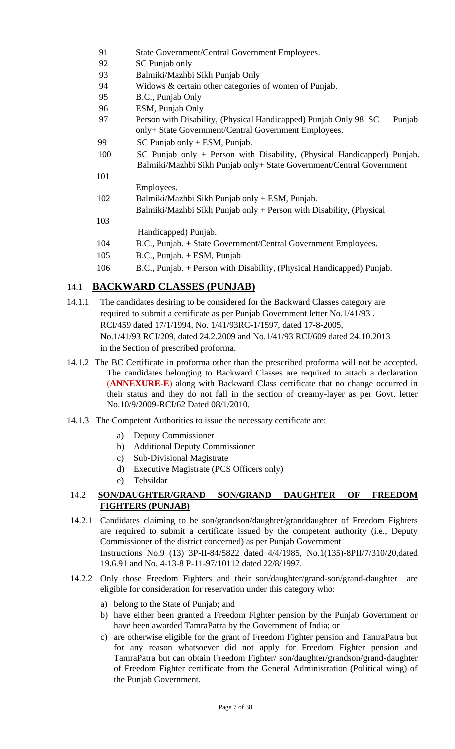| | |
|---|---|
| 91 | State Government/Central Government Employees. |
| 92 | SC Punjab only |
| 93 | Balmiki/Mazhbi Sikh Punjab Only |
| 94 | Widows & certain other categories of women of Punjab. |
| 95 | B.C., Punjab Only |
| 96 | ESM, Punjab Only |
| 97 | Person with Disability, (Physical Handicapped) Punjab Only 98 SC Punjab only+ State Government/Central Government Employees. |
| 99 | SC Punjab only + ESM, Punjab. |
| 100 | SC Punjab only + Person with Disability, (Physical Handicapped) Punjab. |
| 101 | Balmiki/Mazhbi Sikh Punjab only+ State Government/Central Government Employees. |
| 102 | Balmiki/Mazhbi Sikh Punjab only + ESM, Punjab. |
| 103 | Balmiki/Mazhbi Sikh Punjab only + Person with Disability, (Physical Handicapped) Punjab. |
| 104 | B.C., Punjab. + State Government/Central Government Employees. |
| 105 | B.C., Punjab. + ESM, Punjab |
| 106 | B.C., Punjab. + Person with Disability, (Physical Handicapped) Punjab. |

## 14.1 BACKWARD CLASSES (PUNJAB)

14.1.1 The candidates desiring to be considered for the Backward Classes category are required to submit a certificate as per Punjab Government letter No.1/41/93 . RCI/459 dated 17/1/1994, No. 1/41/93RC-1/1597, dated 17-8-2005, No.1/41/93 RCI/209, dated 24.2.2009 and No.1/41/93 RCI/609 dated 24.10.2013 in the Section of prescribed proforma.

14.1.2 The BC Certificate in proforma other than the prescribed proforma will not be accepted. The candidates belonging to Backward Classes are required to attach a declaration (**ANNEXURE-E**) along with Backward Class certificate that no change occurred in their status and they do not fall in the section of creamy-layer as per Govt. letter No.10/9/2009-RCI/62 Dated 08/1/2010.

14.1.3 The Competent Authorities to issue the necessary certificate are:

a) Deputy Commissioner
b) Additional Deputy Commissioner
c) Sub-Divisional Magistrate
d) Executive Magistrate (PCS Officers only)
e) Tehsildar

## 14.2 SON/DAUGHTER/GRAND SON/GRAND DAUGHTER OF FREEDOM FIGHTERS (PUNJAB)

14.2.1 Candidates claiming to be son/grandson/daughter/granddaughter of Freedom Fighters are required to submit a certificate issued by the competent authority (i.e., Deputy Commissioner of the district concerned) as per Punjab Government Instructions No.9 (13) 3P-II-84/5822 dated 4/4/1985, No.1(135)-8PII/7/310/20,dated 19.6.91 and No. 4-13-8 P-11-97/10112 dated 22/8/1997.

14.2.2 Only those Freedom Fighters and their son/daughter/grand-son/grand-daughter are eligible for consideration for reservation under this category who:

a) belong to the State of Punjab; and
b) have either been granted a Freedom Fighter pension by the Punjab Government or have been awarded TamraPatra by the Government of India; or
c) are otherwise eligible for the grant of Freedom Fighter pension and TamraPatra but for any reason whatsoever did not apply for Freedom Fighter pension and TamraPatra but can obtain Freedom Fighter/ son/daughter/grandson/grand-daughter of Freedom Fighter certificate from the General Administration (Political wing) of the Punjab Government.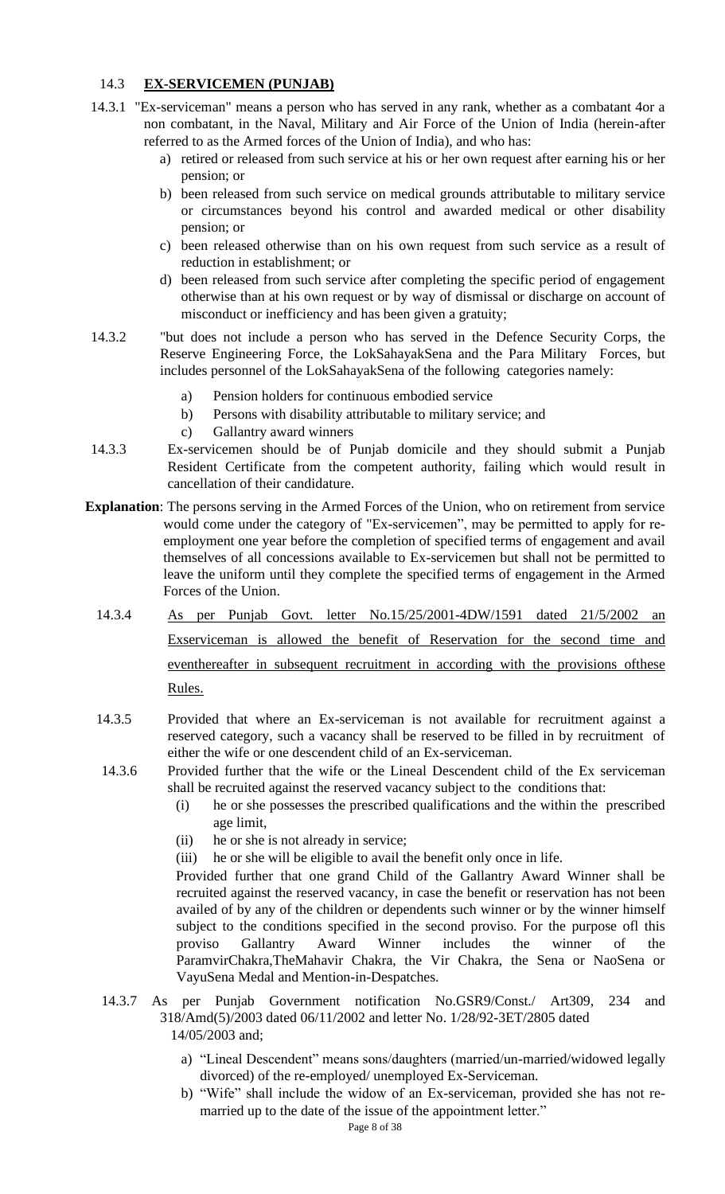### 14.3 **EX-SERVICEMEN (PUNJAB)**

14.3.1 "Ex-serviceman" means a person who has served in any rank, whether as a combatant 4or a non combatant, in the Naval, Military and Air Force of the Union of India (herein-after referred to as the Armed forces of the Union of India), and who has:

a) retired or released from such service at his or her own request after earning his or her pension; or

b) been released from such service on medical grounds attributable to military service or circumstances beyond his control and awarded medical or other disability pension; or

c) been released otherwise than on his own request from such service as a result of reduction in establishment; or

d) been released from such service after completing the specific period of engagement otherwise than at his own request or by way of dismissal or discharge on account of misconduct or inefficiency and has been given a gratuity;

14.3.2 "but does not include a person who has served in the Defence Security Corps, the Reserve Engineering Force, the LokSahayakSena and the Para Military Forces, but includes personnel of the LokSahayakSena of the following categories namely:

a) Pension holders for continuous embodied service

b) Persons with disability attributable to military service; and

c) Gallantry award winners

14.3.3 Ex-servicemen should be of Punjab domicile and they should submit a Punjab Resident Certificate from the competent authority, failing which would result in cancellation of their candidature.

**Explanation**: The persons serving in the Armed Forces of the Union, who on retirement from service would come under the category of "Ex-servicemen", may be permitted to apply for re-employment one year before the completion of specified terms of engagement and avail themselves of all concessions available to Ex-servicemen but shall not be permitted to leave the uniform until they complete the specified terms of engagement in the Armed Forces of the Union.

14.3.4 <u>As per Punjab Govt. letter No.15/25/2001-4DW/1591 dated 21/5/2002 an Exserviceman is allowed the benefit of Reservation for the second time and eventhereafter in subsequent recruitment in according with the provisions ofthese Rules.</u>

14.3.5 Provided that where an Ex-serviceman is not available for recruitment against a reserved category, such a vacancy shall be reserved to be filled in by recruitment of either the wife or one descendent child of an Ex-serviceman.

14.3.6 Provided further that the wife or the Lineal Descendent child of the Ex serviceman shall be recruited against the reserved vacancy subject to the conditions that:

(i) he or she possesses the prescribed qualifications and the within the prescribed age limit,

(ii) he or she is not already in service;

(iii) he or she will be eligible to avail the benefit only once in life.

Provided further that one grand Child of the Gallantry Award Winner shall be recruited against the reserved vacancy, in case the benefit or reservation has not been availed of by any of the children or dependents such winner or by the winner himself subject to the conditions specified in the second proviso. For the purpose ofl this proviso Gallantry Award Winner includes the winner of the ParamvirChakra,TheMahavir Chakra, the Vir Chakra, the Sena or NaoSena or VayuSena Medal and Mention-in-Despatches.

14.3.7 As per Punjab Government notification No.GSR9/Const./ Art309, 234 and 318/Amd(5)/2003 dated 06/11/2002 and letter No. 1/28/92-3ET/2805 dated 14/05/2003 and;

a) "Lineal Descendent" means sons/daughters (married/un-married/widowed legally divorced) of the re-employed/ unemployed Ex-Serviceman.

b) "Wife" shall include the widow of an Ex-serviceman, provided she has not re-married up to the date of the issue of the appointment letter."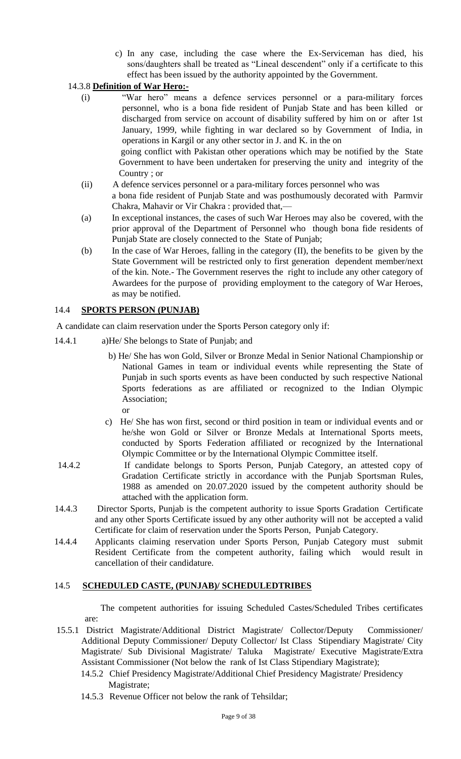c) In any case, including the case where the Ex-Serviceman has died, his sons/daughters shall be treated as "Lineal descendent" only if a certificate to this effect has been issued by the authority appointed by the Government.

14.3.8 **Definition of War Hero:-**

(i) "War hero" means a defence services personnel or a para-military forces personnel, who is a bona fide resident of Punjab State and has been killed or discharged from service on account of disability suffered by him on or after 1st January, 1999, while fighting in war declared so by Government of India, in operations in Kargil or any other sector in J. and K. in the on going conflict with Pakistan other operations which may be notified by the State Government to have been undertaken for preserving the unity and integrity of the Country ; or

(ii) A defence services personnel or a para-military forces personnel who was a bona fide resident of Punjab State and was posthumously decorated with Parmvir Chakra, Mahavir or Vir Chakra : provided that,—

(a) In exceptional instances, the cases of such War Heroes may also be covered, with the prior approval of the Department of Personnel who though bona fide residents of Punjab State are closely connected to the State of Punjab;

(b) In the case of War Heroes, falling in the category (II), the benefits to be given by the State Government will be restricted only to first generation dependent member/next of the kin. Note.- The Government reserves the right to include any other category of Awardees for the purpose of providing employment to the category of War Heroes, as may be notified.

## 14.4 SPORTS PERSON (PUNJAB)

A candidate can claim reservation under the Sports Person category only if:

14.4.1 a)He/ She belongs to State of Punjab; and

b) He/ She has won Gold, Silver or Bronze Medal in Senior National Championship or National Games in team or individual events while representing the State of Punjab in such sports events as have been conducted by such respective National Sports federations as are affiliated or recognized to the Indian Olympic Association;

or

c) He/ She has won first, second or third position in team or individual events and or he/she won Gold or Silver or Bronze Medals at International Sports meets, conducted by Sports Federation affiliated or recognized by the International Olympic Committee or by the International Olympic Committee itself.

14.4.2 If candidate belongs to Sports Person, Punjab Category, an attested copy of Gradation Certificate strictly in accordance with the Punjab Sportsman Rules, 1988 as amended on 20.07.2020 issued by the competent authority should be attached with the application form.

14.4.3 Director Sports, Punjab is the competent authority to issue Sports Gradation Certificate and any other Sports Certificate issued by any other authority will not be accepted a valid Certificate for claim of reservation under the Sports Person, Punjab Category.

14.4.4 Applicants claiming reservation under Sports Person, Punjab Category must submit Resident Certificate from the competent authority, failing which would result in cancellation of their candidature.

## 14.5 SCHEDULED CASTE, (PUNJAB)/ SCHEDULEDTRIBES

The competent authorities for issuing Scheduled Castes/Scheduled Tribes certificates are:

15.5.1 District Magistrate/Additional District Magistrate/ Collector/Deputy Commissioner/ Additional Deputy Commissioner/ Deputy Collector/ Ist Class Stipendiary Magistrate/ City Magistrate/ Sub Divisional Magistrate/ Taluka Magistrate/ Executive Magistrate/Extra Assistant Commissioner (Not below the rank of Ist Class Stipendiary Magistrate);

14.5.2 Chief Presidency Magistrate/Additional Chief Presidency Magistrate/ Presidency Magistrate;

14.5.3 Revenue Officer not below the rank of Tehsildar;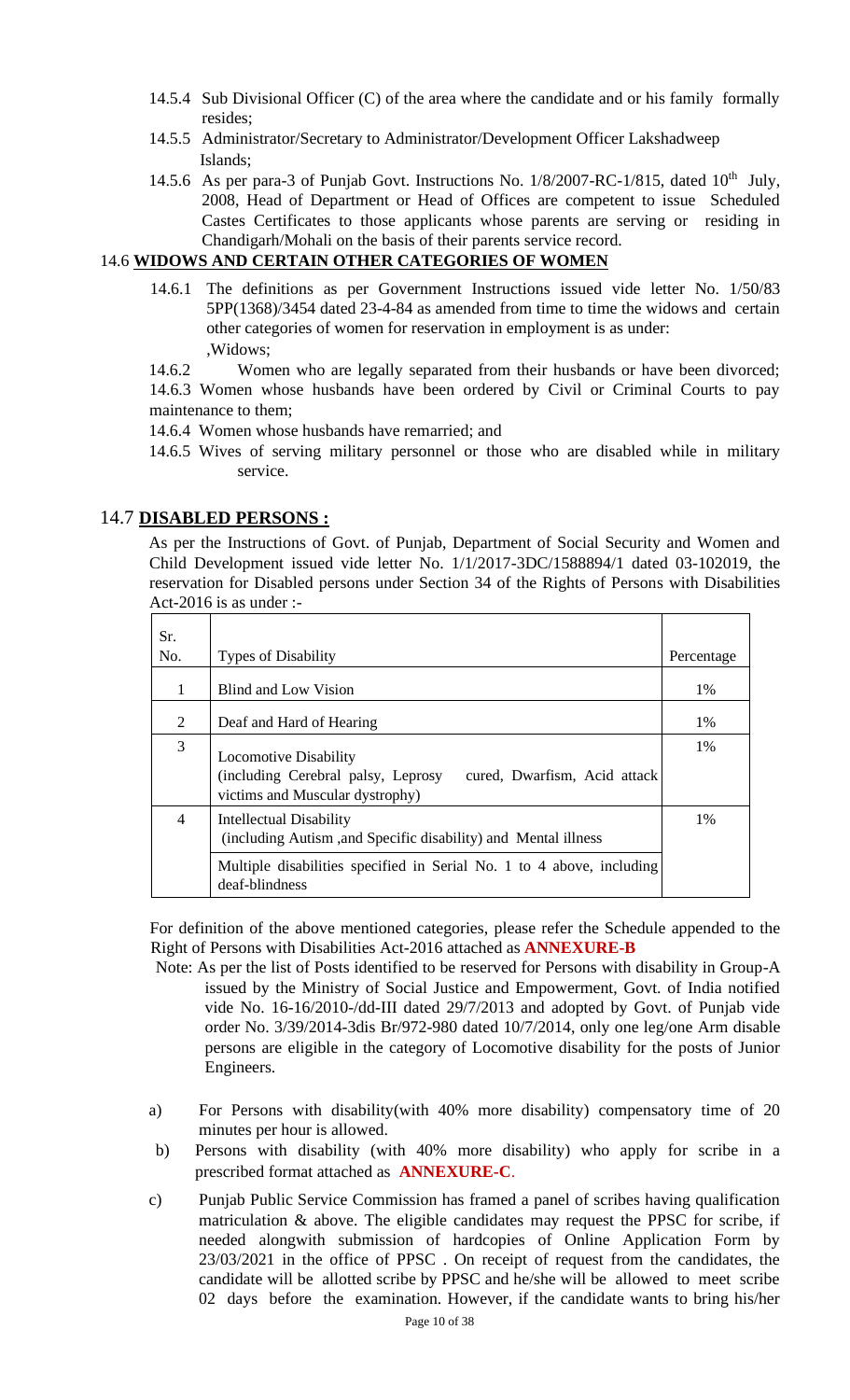14.5.4 Sub Divisional Officer (C) of the area where the candidate and or his family formally resides;

14.5.5 Administrator/Secretary to Administrator/Development Officer Lakshadweep Islands;

14.5.6 As per para-3 of Punjab Govt. Instructions No. 1/8/2007-RC-1/815, dated 10th July, 2008, Head of Department or Head of Offices are competent to issue Scheduled Castes Certificates to those applicants whose parents are serving or residing in Chandigarh/Mohali on the basis of their parents service record.

## 14.6 WIDOWS AND CERTAIN OTHER CATEGORIES OF WOMEN

14.6.1 The definitions as per Government Instructions issued vide letter No. 1/50/83 5PP(1368)/3454 dated 23-4-84 as amended from time to time the widows and certain other categories of women for reservation in employment is as under:
,Widows;

14.6.2 Women who are legally separated from their husbands or have been divorced;

14.6.3 Women whose husbands have been ordered by Civil or Criminal Courts to pay maintenance to them;

14.6.4 Women whose husbands have remarried; and

14.6.5 Wives of serving military personnel or those who are disabled while in military service.

## 14.7 DISABLED PERSONS :

As per the Instructions of Govt. of Punjab, Department of Social Security and Women and Child Development issued vide letter No. 1/1/2017-3DC/1588894/1 dated 03-102019, the reservation for Disabled persons under Section 34 of the Rights of Persons with Disabilities Act-2016 is as under :-

| Sr. No. | Types of Disability | Percentage |
|---|---|---|
| 1 | Blind and Low Vision | 1% |
| 2 | Deaf and Hard of Hearing | 1% |
| 3 | Locomotive Disability (including Cerebral palsy, Leprosy cured, Dwarfism, Acid attack victims and Muscular dystrophy) | 1% |
| 4 | Intellectual Disability (including Autism ,and Specific disability) and Mental illness | 1% |
| | Multiple disabilities specified in Serial No. 1 to 4 above, including deaf-blindness | |

For definition of the above mentioned categories, please refer the Schedule appended to the Right of Persons with Disabilities Act-2016 attached as **ANNEXURE-B**

Note: As per the list of Posts identified to be reserved for Persons with disability in Group-A issued by the Ministry of Social Justice and Empowerment, Govt. of India notified vide No. 16-16/2010-/dd-III dated 29/7/2013 and adopted by Govt. of Punjab vide order No. 3/39/2014-3dis Br/972-980 dated 10/7/2014, only one leg/one Arm disable persons are eligible in the category of Locomotive disability for the posts of Junior Engineers.

a) For Persons with disability(with 40% more disability) compensatory time of 20 minutes per hour is allowed.

b) Persons with disability (with 40% more disability) who apply for scribe in a prescribed format attached as **ANNEXURE-C**.

c) Punjab Public Service Commission has framed a panel of scribes having qualification matriculation & above. The eligible candidates may request the PPSC for scribe, if needed alongwith submission of hardcopies of Online Application Form by 23/03/2021 in the office of PPSC . On receipt of request from the candidates, the candidate will be allotted scribe by PPSC and he/she will be allowed to meet scribe 02 days before the examination. However, if the candidate wants to bring his/her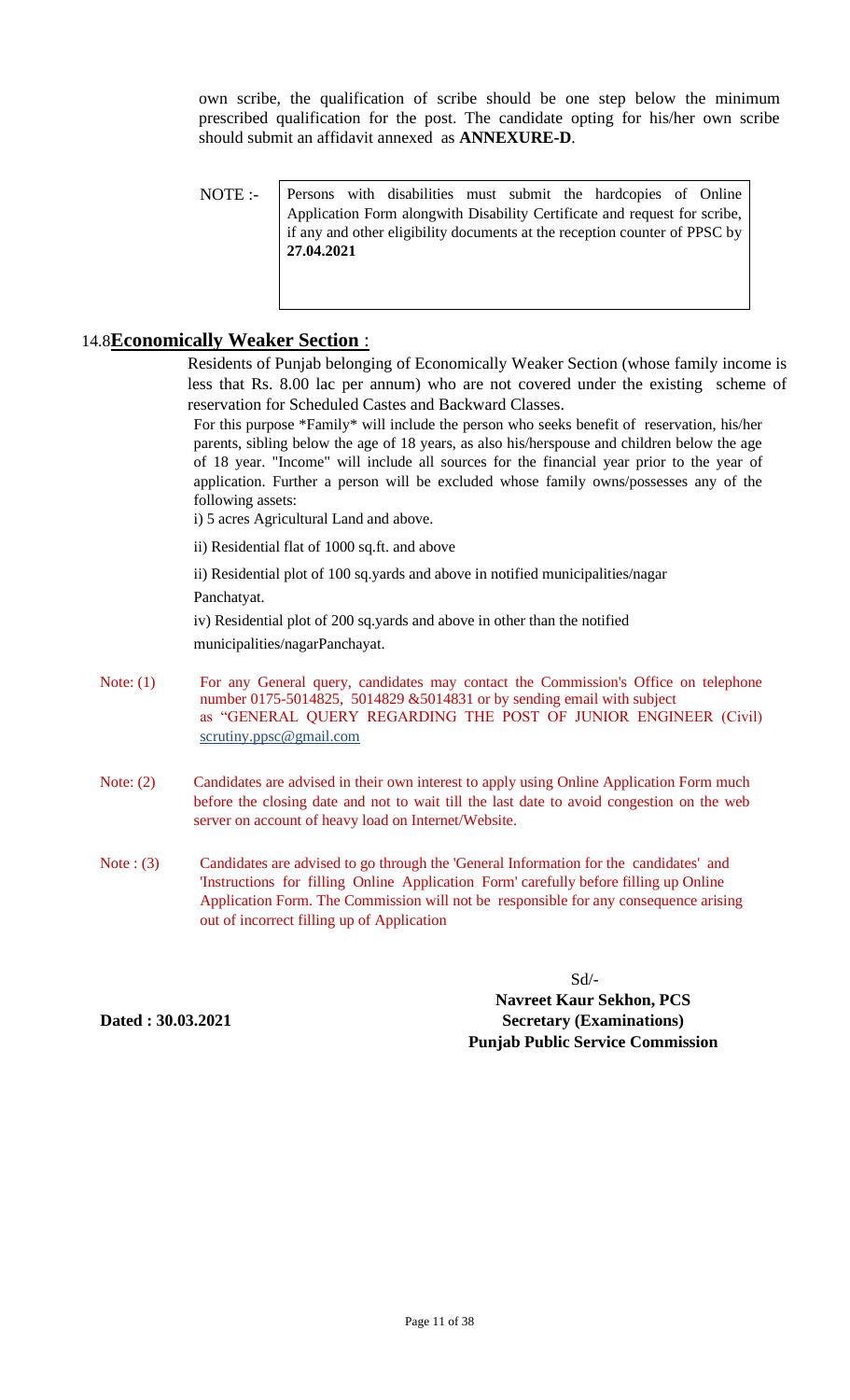own scribe, the qualification of scribe should be one step below the minimum prescribed qualification for the post. The candidate opting for his/her own scribe should submit an affidavit annexed as **ANNEXURE-D**.

NOTE :- Persons with disabilities must submit the hardcopies of Online Application Form alongwith Disability Certificate and request for scribe, if any and other eligibility documents at the reception counter of PPSC by **27.04.2021**

## 14.8 **Economically Weaker Section** :

Residents of Punjab belonging of Economically Weaker Section (whose family income is less that Rs. 8.00 lac per annum) who are not covered under the existing scheme of reservation for Scheduled Castes and Backward Classes.

For this purpose *Family* will include the person who seeks benefit of reservation, his/her parents, sibling below the age of 18 years, as also his/herspouse and children below the age of 18 year. "Income" will include all sources for the financial year prior to the year of application. Further a person will be excluded whose family owns/possesses any of the following assets:

i) 5 acres Agricultural Land and above.

ii) Residential flat of 1000 sq.ft. and above

ii) Residential plot of 100 sq.yards and above in notified municipalities/nagar Panchatyat.

iv) Residential plot of 200 sq.yards and above in other than the notified municipalities/nagarPanchayat.

Note: (1) For any General query, candidates may contact the Commission's Office on telephone number 0175-5014825, 5014829 &5014831 or by sending email with subject as "GENERAL QUERY REGARDING THE POST OF JUNIOR ENGINEER (Civil) scrutiny.ppsc@gmail.com

Note: (2) Candidates are advised in their own interest to apply using Online Application Form much before the closing date and not to wait till the last date to avoid congestion on the web server on account of heavy load on Internet/Website.

Note : (3) Candidates are advised to go through the 'General Information for the candidates' and 'Instructions for filling Online Application Form' carefully before filling up Online Application Form. The Commission will not be responsible for any consequence arising out of incorrect filling up of Application

Sd/-

**Navreet Kaur Sekhon, PCS**
**Secretary (Examinations)**
**Punjab Public Service Commission**

**Dated : 30.03.2021**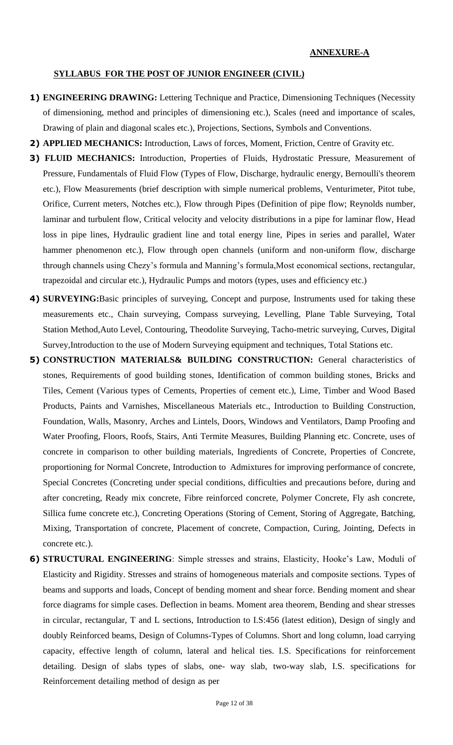**ANNEXURE-A**

**SYLLABUS FOR THE POST OF JUNIOR ENGINEER (CIVIL)**

1) **ENGINEERING DRAWING:** Lettering Technique and Practice, Dimensioning Techniques (Necessity of dimensioning, method and principles of dimensioning etc.), Scales (need and importance of scales, Drawing of plain and diagonal scales etc.), Projections, Sections, Symbols and Conventions.

2) **APPLIED MECHANICS:** Introduction, Laws of forces, Moment, Friction, Centre of Gravity etc.

3) **FLUID MECHANICS:** Introduction, Properties of Fluids, Hydrostatic Pressure, Measurement of Pressure, Fundamentals of Fluid Flow (Types of Flow, Discharge, hydraulic energy, Bernoulli's theorem etc.), Flow Measurements (brief description with simple numerical problems, Venturimeter, Pitot tube, Orifice, Current meters, Notches etc.), Flow through Pipes (Definition of pipe flow; Reynolds number, laminar and turbulent flow, Critical velocity and velocity distributions in a pipe for laminar flow, Head loss in pipe lines, Hydraulic gradient line and total energy line, Pipes in series and parallel, Water hammer phenomenon etc.), Flow through open channels (uniform and non-uniform flow, discharge through channels using Chezy's formula and Manning's formula,Most economical sections, rectangular, trapezoidal and circular etc.), Hydraulic Pumps and motors (types, uses and efficiency etc.)

4) **SURVEYING:**Basic principles of surveying, Concept and purpose, Instruments used for taking these measurements etc., Chain surveying, Compass surveying, Levelling, Plane Table Surveying, Total Station Method,Auto Level, Contouring, Theodolite Surveying, Tacho-metric surveying, Curves, Digital Survey,Introduction to the use of Modern Surveying equipment and techniques, Total Stations etc.

5) **CONSTRUCTION MATERIALS& BUILDING CONSTRUCTION:** General characteristics of stones, Requirements of good building stones, Identification of common building stones, Bricks and Tiles, Cement (Various types of Cements, Properties of cement etc.), Lime, Timber and Wood Based Products, Paints and Varnishes, Miscellaneous Materials etc., Introduction to Building Construction, Foundation, Walls, Masonry, Arches and Lintels, Doors, Windows and Ventilators, Damp Proofing and Water Proofing, Floors, Roofs, Stairs, Anti Termite Measures, Building Planning etc. Concrete, uses of concrete in comparison to other building materials, Ingredients of Concrete, Properties of Concrete, proportioning for Normal Concrete, Introduction to Admixtures for improving performance of concrete, Special Concretes (Concreting under special conditions, difficulties and precautions before, during and after concreting, Ready mix concrete, Fibre reinforced concrete, Polymer Concrete, Fly ash concrete, Sillica fume concrete etc.), Concreting Operations (Storing of Cement, Storing of Aggregate, Batching, Mixing, Transportation of concrete, Placement of concrete, Compaction, Curing, Jointing, Defects in concrete etc.).

6) **STRUCTURAL ENGINEERING**: Simple stresses and strains, Elasticity, Hooke's Law, Moduli of Elasticity and Rigidity. Stresses and strains of homogeneous materials and composite sections. Types of beams and supports and loads, Concept of bending moment and shear force. Bending moment and shear force diagrams for simple cases. Deflection in beams. Moment area theorem, Bending and shear stresses in circular, rectangular, T and L sections, Introduction to I.S:456 (latest edition), Design of singly and doubly Reinforced beams, Design of Columns-Types of Columns. Short and long column, load carrying capacity, effective length of column, lateral and helical ties. I.S. Specifications for reinforcement detailing. Design of slabs types of slabs, one- way slab, two-way slab, I.S. specifications for Reinforcement detailing method of design as per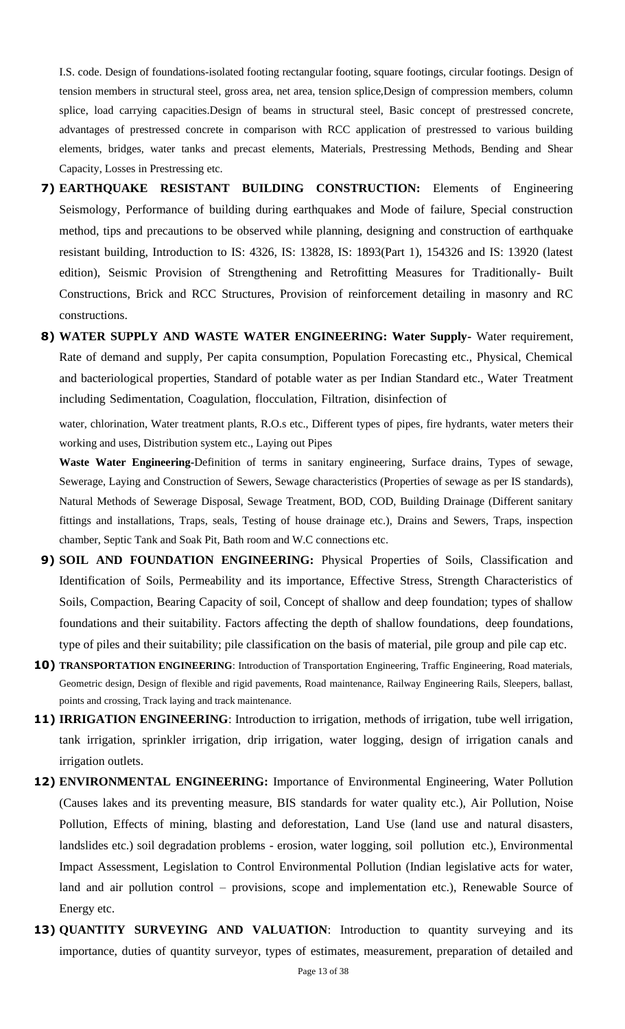I.S. code. Design of foundations-isolated footing rectangular footing, square footings, circular footings. Design of tension members in structural steel, gross area, net area, tension splice,Design of compression members, column splice, load carrying capacities.Design of beams in structural steel, Basic concept of prestressed concrete, advantages of prestressed concrete in comparison with RCC application of prestressed to various building elements, bridges, water tanks and precast elements, Materials, Prestressing Methods, Bending and Shear Capacity, Losses in Prestressing etc.

7) **EARTHQUAKE RESISTANT BUILDING CONSTRUCTION:** Elements of Engineering Seismology, Performance of building during earthquakes and Mode of failure, Special construction method, tips and precautions to be observed while planning, designing and construction of earthquake resistant building, Introduction to IS: 4326, IS: 13828, IS: 1893(Part 1), 154326 and IS: 13920 (latest edition), Seismic Provision of Strengthening and Retrofitting Measures for Traditionally- Built Constructions, Brick and RCC Structures, Provision of reinforcement detailing in masonry and RC constructions.

8) **WATER SUPPLY AND WASTE WATER ENGINEERING: Water Supply-** Water requirement, Rate of demand and supply, Per capita consumption, Population Forecasting etc., Physical, Chemical and bacteriological properties, Standard of potable water as per Indian Standard etc., Water Treatment including Sedimentation, Coagulation, flocculation, Filtration, disinfection of

   water, chlorination, Water treatment plants, R.O.s etc., Different types of pipes, fire hydrants, water meters their working and uses, Distribution system etc., Laying out Pipes

   **Waste Water Engineering-**Definition of terms in sanitary engineering, Surface drains, Types of sewage, Sewerage, Laying and Construction of Sewers, Sewage characteristics (Properties of sewage as per IS standards), Natural Methods of Sewerage Disposal, Sewage Treatment, BOD, COD, Building Drainage (Different sanitary fittings and installations, Traps, seals, Testing of house drainage etc.), Drains and Sewers, Traps, inspection chamber, Septic Tank and Soak Pit, Bath room and W.C connections etc.

9) **SOIL AND FOUNDATION ENGINEERING:** Physical Properties of Soils, Classification and Identification of Soils, Permeability and its importance, Effective Stress, Strength Characteristics of Soils, Compaction, Bearing Capacity of soil, Concept of shallow and deep foundation; types of shallow foundations and their suitability. Factors affecting the depth of shallow foundations, deep foundations, type of piles and their suitability; pile classification on the basis of material, pile group and pile cap etc.

10) **TRANSPORTATION ENGINEERING**: Introduction of Transportation Engineering, Traffic Engineering, Road materials, Geometric design, Design of flexible and rigid pavements, Road maintenance, Railway Engineering Rails, Sleepers, ballast, points and crossing, Track laying and track maintenance.

11) **IRRIGATION ENGINEERING**: Introduction to irrigation, methods of irrigation, tube well irrigation, tank irrigation, sprinkler irrigation, drip irrigation, water logging, design of irrigation canals and irrigation outlets.

12) **ENVIRONMENTAL ENGINEERING:** Importance of Environmental Engineering, Water Pollution (Causes lakes and its preventing measure, BIS standards for water quality etc.), Air Pollution, Noise Pollution, Effects of mining, blasting and deforestation, Land Use (land use and natural disasters, landslides etc.) soil degradation problems - erosion, water logging, soil pollution etc.), Environmental Impact Assessment, Legislation to Control Environmental Pollution (Indian legislative acts for water, land and air pollution control – provisions, scope and implementation etc.), Renewable Source of Energy etc.

13) **QUANTITY SURVEYING AND VALUATION**: Introduction to quantity surveying and its importance, duties of quantity surveyor, types of estimates, measurement, preparation of detailed and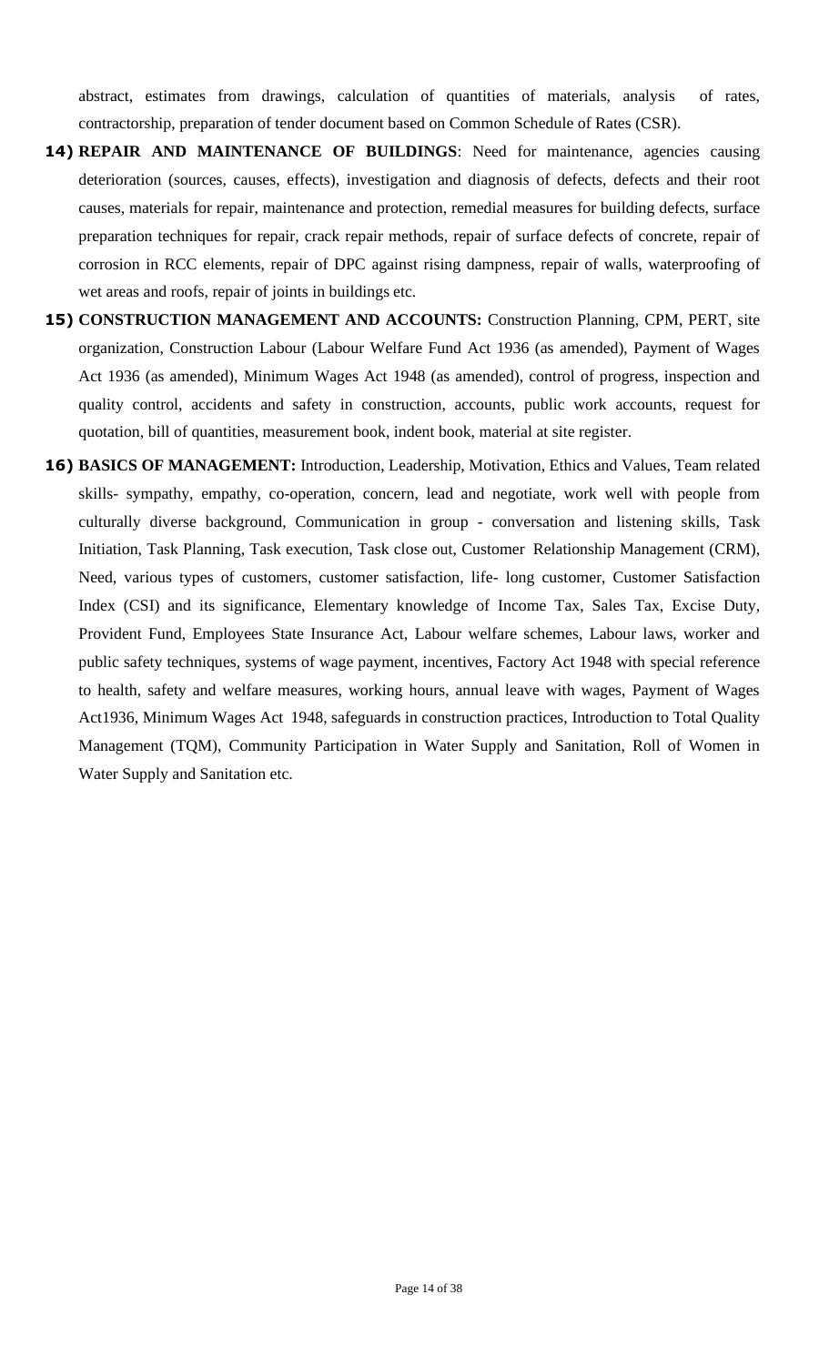abstract, estimates from drawings, calculation of quantities of materials, analysis of rates, contractorship, preparation of tender document based on Common Schedule of Rates (CSR).

14) **REPAIR AND MAINTENANCE OF BUILDINGS**: Need for maintenance, agencies causing deterioration (sources, causes, effects), investigation and diagnosis of defects, defects and their root causes, materials for repair, maintenance and protection, remedial measures for building defects, surface preparation techniques for repair, crack repair methods, repair of surface defects of concrete, repair of corrosion in RCC elements, repair of DPC against rising dampness, repair of walls, waterproofing of wet areas and roofs, repair of joints in buildings etc.

15) **CONSTRUCTION MANAGEMENT AND ACCOUNTS:** Construction Planning, CPM, PERT, site organization, Construction Labour (Labour Welfare Fund Act 1936 (as amended), Payment of Wages Act 1936 (as amended), Minimum Wages Act 1948 (as amended), control of progress, inspection and quality control, accidents and safety in construction, accounts, public work accounts, request for quotation, bill of quantities, measurement book, indent book, material at site register.

16) **BASICS OF MANAGEMENT:** Introduction, Leadership, Motivation, Ethics and Values, Team related skills- sympathy, empathy, co-operation, concern, lead and negotiate, work well with people from culturally diverse background, Communication in group - conversation and listening skills, Task Initiation, Task Planning, Task execution, Task close out, Customer Relationship Management (CRM), Need, various types of customers, customer satisfaction, life- long customer, Customer Satisfaction Index (CSI) and its significance, Elementary knowledge of Income Tax, Sales Tax, Excise Duty, Provident Fund, Employees State Insurance Act, Labour welfare schemes, Labour laws, worker and public safety techniques, systems of wage payment, incentives, Factory Act 1948 with special reference to health, safety and welfare measures, working hours, annual leave with wages, Payment of Wages Act1936, Minimum Wages Act 1948, safeguards in construction practices, Introduction to Total Quality Management (TQM), Community Participation in Water Supply and Sanitation, Roll of Women in Water Supply and Sanitation etc.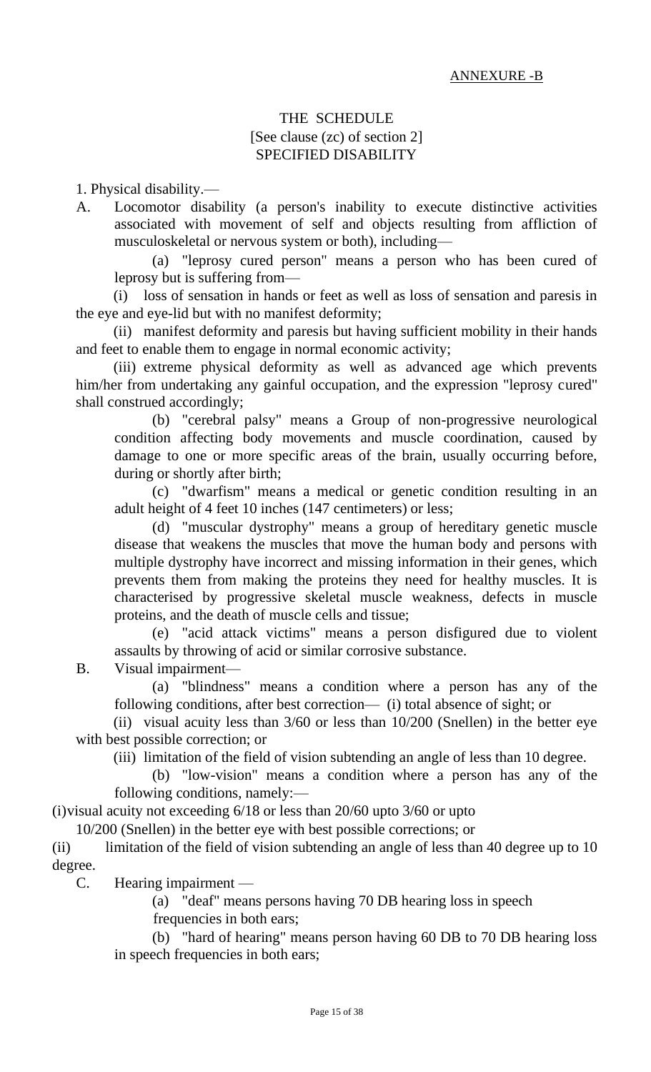ANNEXURE -B

# THE SCHEDULE

[See clause (zc) of section 2]

SPECIFIED DISABILITY

1. Physical disability.—

A. Locomotor disability (a person's inability to execute distinctive activities associated with movement of self and objects resulting from affliction of musculoskeletal or nervous system or both), including—

(a) "leprosy cured person" means a person who has been cured of leprosy but is suffering from—

(i) loss of sensation in hands or feet as well as loss of sensation and paresis in the eye and eye-lid but with no manifest deformity;

(ii) manifest deformity and paresis but having sufficient mobility in their hands and feet to enable them to engage in normal economic activity;

(iii) extreme physical deformity as well as advanced age which prevents him/her from undertaking any gainful occupation, and the expression "leprosy cured" shall construed accordingly;

(b) "cerebral palsy" means a Group of non-progressive neurological condition affecting body movements and muscle coordination, caused by damage to one or more specific areas of the brain, usually occurring before, during or shortly after birth;

(c) "dwarfism" means a medical or genetic condition resulting in an adult height of 4 feet 10 inches (147 centimeters) or less;

(d) "muscular dystrophy" means a group of hereditary genetic muscle disease that weakens the muscles that move the human body and persons with multiple dystrophy have incorrect and missing information in their genes, which prevents them from making the proteins they need for healthy muscles. It is characterised by progressive skeletal muscle weakness, defects in muscle proteins, and the death of muscle cells and tissue;

(e) "acid attack victims" means a person disfigured due to violent assaults by throwing of acid or similar corrosive substance.

B. Visual impairment—

(a) "blindness" means a condition where a person has any of the following conditions, after best correction— (i) total absence of sight; or

(ii) visual acuity less than 3/60 or less than 10/200 (Snellen) in the better eye with best possible correction; or

(iii) limitation of the field of vision subtending an angle of less than 10 degree.

(b) "low-vision" means a condition where a person has any of the following conditions, namely:—

(i) visual acuity not exceeding 6/18 or less than 20/60 upto 3/60 or upto 10/200 (Snellen) in the better eye with best possible corrections; or

(ii) limitation of the field of vision subtending an angle of less than 40 degree up to 10 degree.

C. Hearing impairment —

(a) "deaf" means persons having 70 DB hearing loss in speech frequencies in both ears;

(b) "hard of hearing" means person having 60 DB to 70 DB hearing loss in speech frequencies in both ears;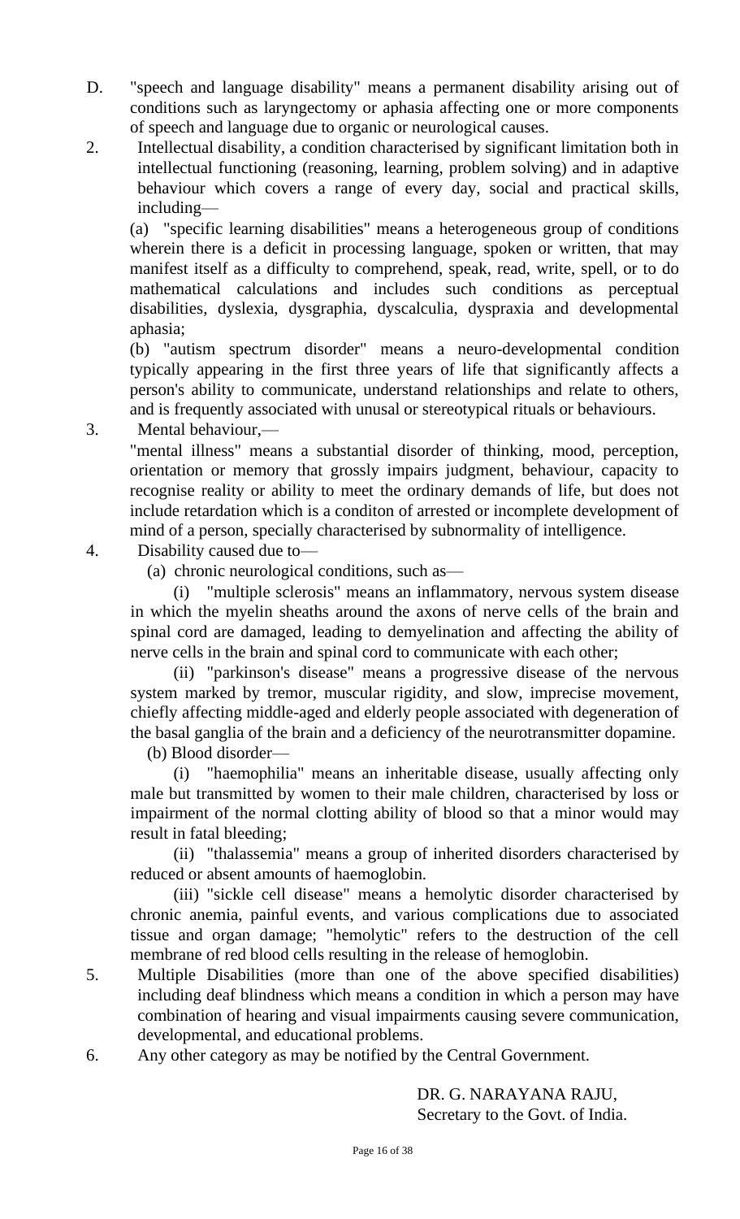D. "speech and language disability" means a permanent disability arising out of conditions such as laryngectomy or aphasia affecting one or more components of speech and language due to organic or neurological causes.

2. Intellectual disability, a condition characterised by significant limitation both in intellectual functioning (reasoning, learning, problem solving) and in adaptive behaviour which covers a range of every day, social and practical skills, including—

   (a) "specific learning disabilities" means a heterogeneous group of conditions wherein there is a deficit in processing language, spoken or written, that may manifest itself as a difficulty to comprehend, speak, read, write, spell, or to do mathematical calculations and includes such conditions as perceptual disabilities, dyslexia, dysgraphia, dyscalculia, dyspraxia and developmental aphasia;

   (b) "autism spectrum disorder" means a neuro-developmental condition typically appearing in the first three years of life that significantly affects a person's ability to communicate, understand relationships and relate to others, and is frequently associated with unusal or stereotypical rituals or behaviours.

3. Mental behaviour,—

   "mental illness" means a substantial disorder of thinking, mood, perception, orientation or memory that grossly impairs judgment, behaviour, capacity to recognise reality or ability to meet the ordinary demands of life, but does not include retardation which is a conditon of arrested or incomplete development of mind of a person, specially characterised by subnormality of intelligence.

4. Disability caused due to—

   (a) chronic neurological conditions, such as—

   (i) "multiple sclerosis" means an inflammatory, nervous system disease in which the myelin sheaths around the axons of nerve cells of the brain and spinal cord are damaged, leading to demyelination and affecting the ability of nerve cells in the brain and spinal cord to communicate with each other;

   (ii) "parkinson's disease" means a progressive disease of the nervous system marked by tremor, muscular rigidity, and slow, imprecise movement, chiefly affecting middle-aged and elderly people associated with degeneration of the basal ganglia of the brain and a deficiency of the neurotransmitter dopamine.

   (b) Blood disorder—

   (i) "haemophilia" means an inheritable disease, usually affecting only male but transmitted by women to their male children, characterised by loss or impairment of the normal clotting ability of blood so that a minor would may result in fatal bleeding;

   (ii) "thalassemia" means a group of inherited disorders characterised by reduced or absent amounts of haemoglobin.

   (iii) "sickle cell disease" means a hemolytic disorder characterised by chronic anemia, painful events, and various complications due to associated tissue and organ damage; "hemolytic" refers to the destruction of the cell membrane of red blood cells resulting in the release of hemoglobin.

5. Multiple Disabilities (more than one of the above specified disabilities) including deaf blindness which means a condition in which a person may have combination of hearing and visual impairments causing severe communication, developmental, and educational problems.

6. Any other category as may be notified by the Central Government.

DR. G. NARAYANA RAJU,
Secretary to the Govt. of India.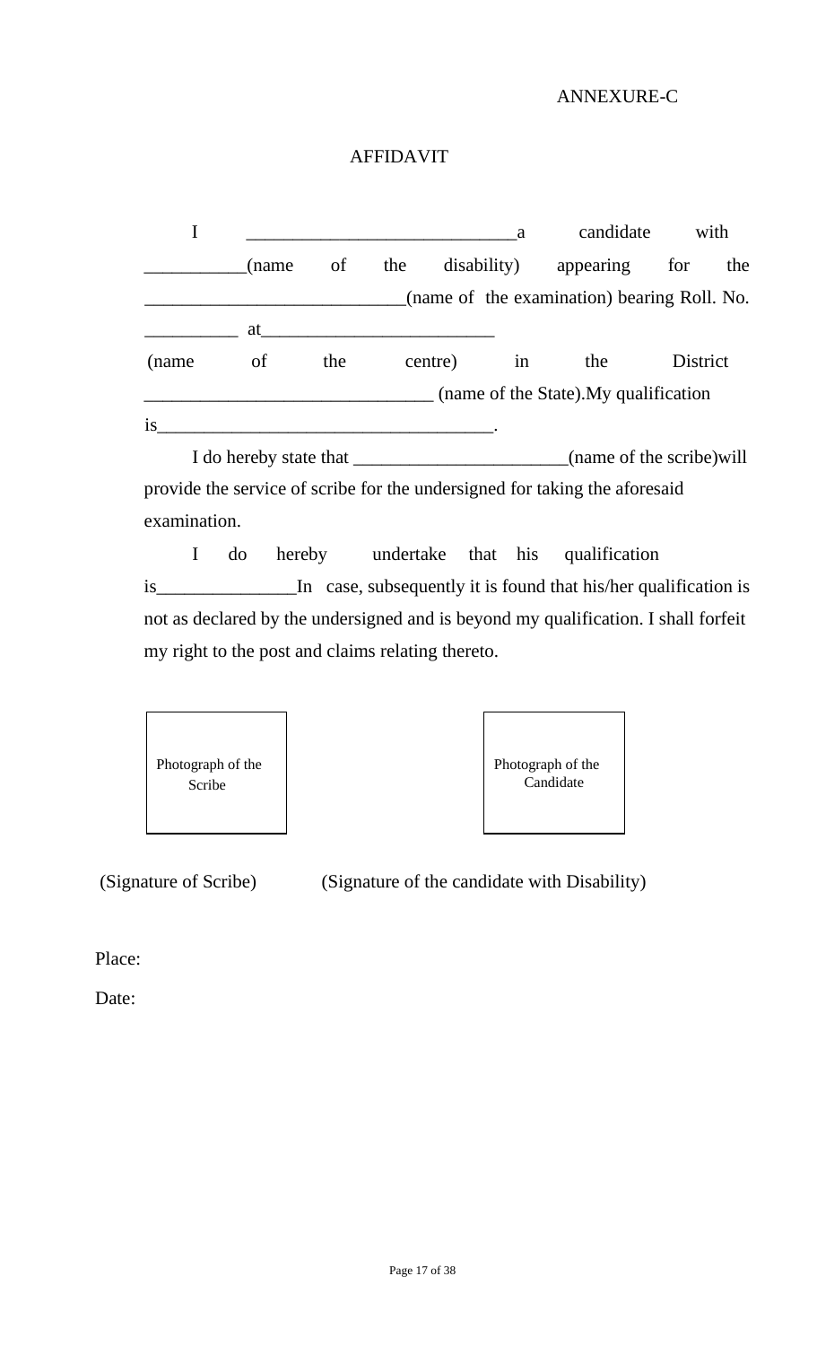ANNEXURE-C

# AFFIDAVIT

I ____________________________a candidate with ___________(name of the disability) appearing for the ___________________________(name of the examination) bearing Roll. No. __________ at_________________________ (name of the centre) in the District _______________________________ (name of the State).My qualification is____________________________________.

I do hereby state that _______________________(name of the scribe)will provide the service of scribe for the undersigned for taking the aforesaid examination.

I do hereby undertake that his qualification is_______________In case, subsequently it is found that his/her qualification is not as declared by the undersigned and is beyond my qualification. I shall forfeit my right to the post and claims relating thereto.

| Photograph of the Scribe | Photograph of the Candidate |
| --- | --- |

(Signature of Scribe) (Signature of the candidate with Disability)

Place:

Date: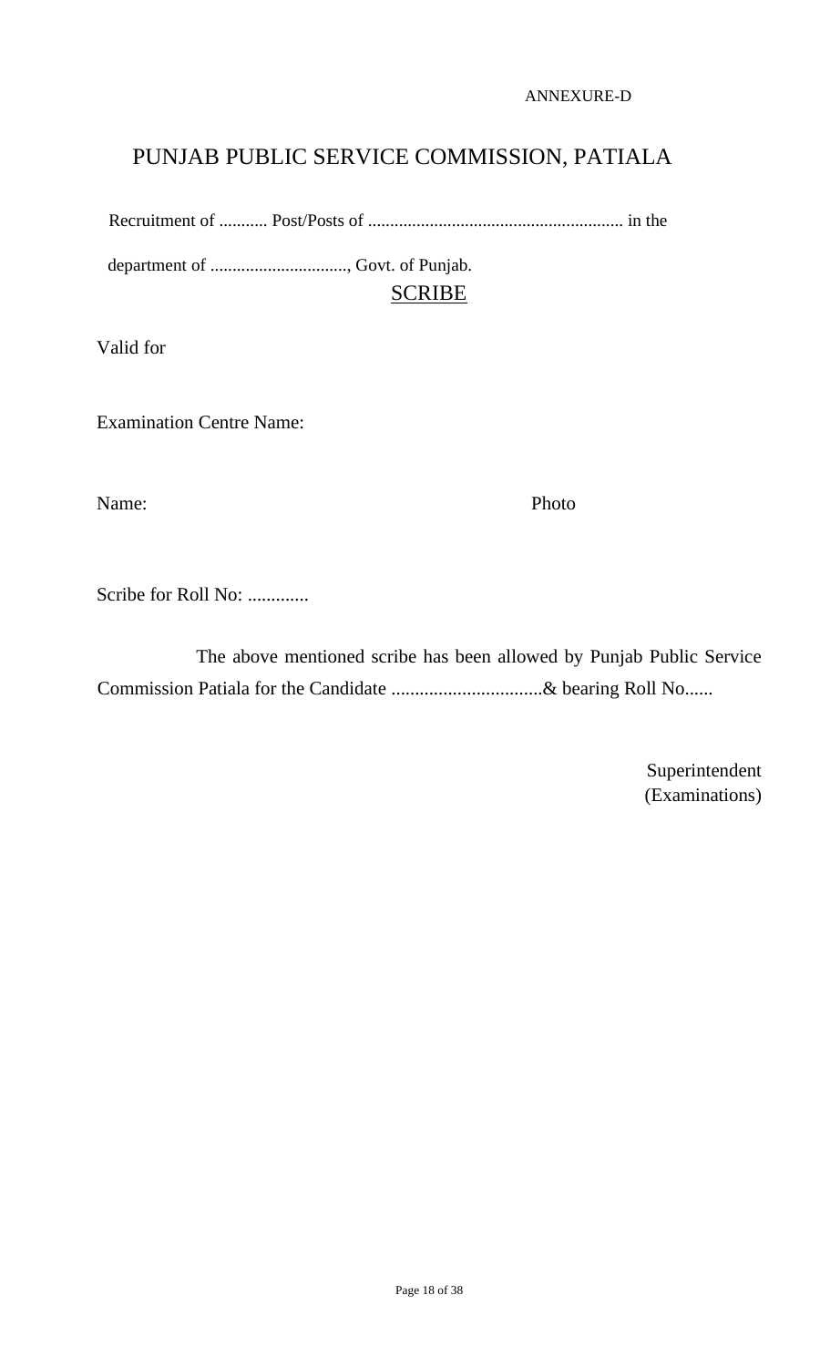ANNEXURE-D

# PUNJAB PUBLIC SERVICE COMMISSION, PATIALA

Recruitment of ........... Post/Posts of .......................................................... in the department of ..............................., Govt. of Punjab.

## SCRIBE

Valid for

Examination Centre Name:

Name: Photo

Scribe for Roll No: .............

The above mentioned scribe has been allowed by Punjab Public Service Commission Patiala for the Candidate ................................& bearing Roll No......

Superintendent
(Examinations)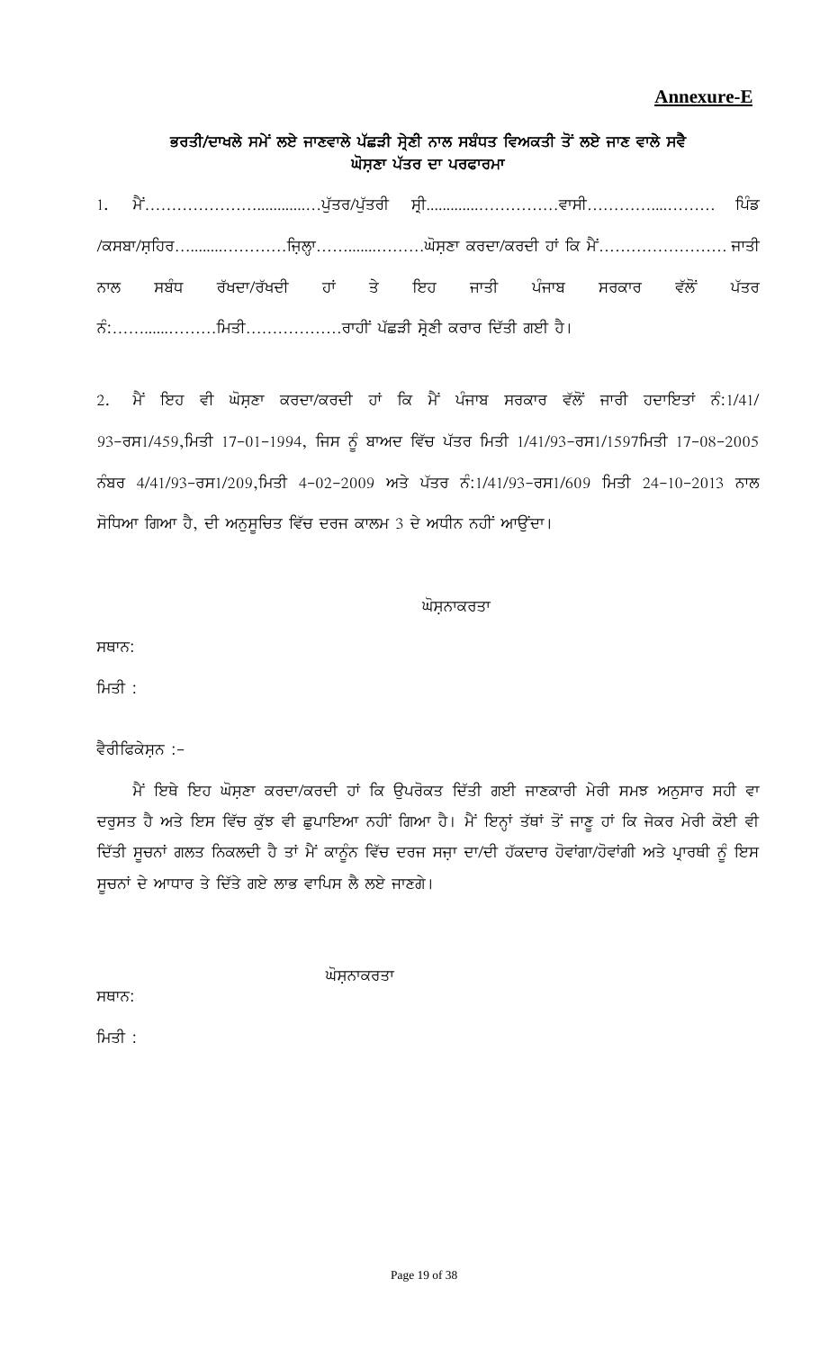**Annexure-E**

## ਭਰਤੀ/ਦਾਖਲੇ ਸਮੇਂ ਲਏ ਜਾਣਵਾਲੇ ਪੱਛੜੀ ਸ੍ਰੇਣੀ ਨਾਲ ਸਬੰਧਤ ਵਿਅਕਤੀ ਤੋਂ ਲਏ ਜਾਣ ਵਾਲੇ ਸਵੈ ਘੋਸ਼ਣਾ ਪੱਤਰ ਦਾ ਪਰਫਾਰਮਾ

1. ਮੈਂ…………………...............ਪੁੱਤਰ/ਪੁੱਤਰੀ ਸ੍ਰੀ..............……………ਵਾਸੀ…………....……… ਪਿੰਡ /ਕਸਬਾ/ਸ਼ਹਿਰ…..........…………ਜ਼ਿਲ੍ਹਾ……........………ਘੋਸ਼ਣਾ ਕਰਦਾ/ਕਰਦੀ ਹਾਂ ਕਿ ਮੈਂ…………………… ਜਾਤੀ ਨਾਲ ਸਬੰਧ ਰੱਖਦਾ/ਰੱਖਦੀ ਹਾਂ ਤੇ ਇਹ ਜਾਤੀ ਪੰਜਾਬ ਸਰਕਾਰ ਵੱਲੋਂ ਪੱਤਰ ਨੰ:……......………ਮਿਤੀ………………ਰਾਹੀਂ ਪੱਛੜੀ ਸ੍ਰੇਣੀ ਕਰਾਰ ਦਿੱਤੀ ਗਈ ਹੈ।

2. ਮੈਂ ਇਹ ਵੀ ਘੋਸ਼ਣਾ ਕਰਦਾ/ਕਰਦੀ ਹਾਂ ਕਿ ਮੈਂ ਪੰਜਾਬ ਸਰਕਾਰ ਵੱਲੋਂ ਜਾਰੀ ਹਦਾਇਤਾਂ ਨੰ:1/41/93-ਰਸ1/459,ਮਿਤੀ 17-01-1994, ਜਿਸ ਨੂੰ ਬਾਅਦ ਵਿੱਚ ਪੱਤਰ ਮਿਤੀ 1/41/93-ਰਸ1/1597ਮਿਤੀ 17-08-2005 ਨੰਬਰ 4/41/93-ਰਸ1/209,ਮਿਤੀ 4-02-2009 ਅਤੇ ਪੱਤਰ ਨੰ:1/41/93-ਰਸ1/609 ਮਿਤੀ 24-10-2013 ਨਾਲ ਸੋਧਿਆ ਗਿਆ ਹੈ, ਦੀ ਅਨੁਸੂਚਿਤ ਵਿੱਚ ਦਰਜ ਕਾਲਮ 3 ਦੇ ਅਧੀਨ ਨਹੀਂ ਆਉਂਦਾ।

ਘੋਸ਼ਣਾਕਰਤਾ

ਸਥਾਨ:

ਮਿਤੀ :

ਵੈਰੀਫਿਕੇਸ਼ਨ :-

ਮੈਂ ਇਥੇ ਇਹ ਘੋਸ਼ਣਾ ਕਰਦਾ/ਕਰਦੀ ਹਾਂ ਕਿ ਉਪਰੋਕਤ ਦਿੱਤੀ ਗਈ ਜਾਣਕਾਰੀ ਮੇਰੀ ਸਮਝ ਅਨੁਸਾਰ ਸਹੀ ਵਾ ਦਰੁਸਤ ਹੈ ਅਤੇ ਇਸ ਵਿੱਚ ਕੁੱਝ ਵੀ ਛੁਪਾਇਆ ਨਹੀਂ ਗਿਆ ਹੈ। ਮੈਂ ਇਨ੍ਹਾਂ ਤੱਥਾਂ ਤੋਂ ਜਾਣੂ ਹਾਂ ਕਿ ਜੇਕਰ ਮੇਰੀ ਕੋਈ ਵੀ ਦਿੱਤੀ ਸੂਚਨਾਂ ਗਲਤ ਨਿਕਲਦੀ ਹੈ ਤਾਂ ਮੈਂ ਕਾਨੂੰਨ ਵਿੱਚ ਦਰਜ ਸਜ਼ਾ ਦਾ/ਦੀ ਹੱਕਦਾਰ ਹੋਵਾਂਗਾ/ਹੋਵਾਂਗੀ ਅਤੇ ਪ੍ਰਾਰਥੀ ਨੂੰ ਇਸ ਸੂਚਨਾਂ ਦੇ ਆਧਾਰ ਤੇ ਦਿੱਤੇ ਗਏ ਲਾਭ ਵਾਪਿਸ ਲੈ ਲਏ ਜਾਣਗੇ।

ਘੋਸ਼ਣਾਕਰਤਾ

ਸਥਾਨ:

ਮਿਤੀ :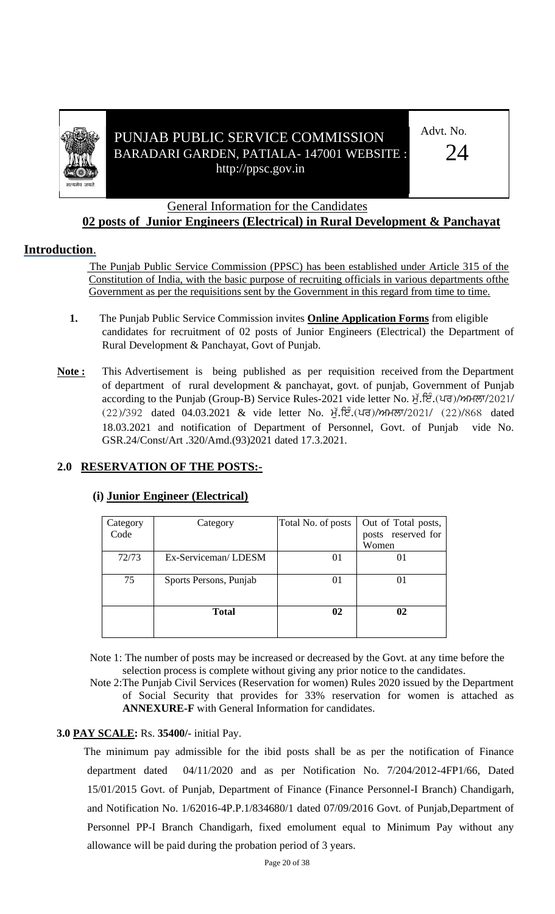PUNJAB PUBLIC SERVICE COMMISSION
BARADARI GARDEN, PATIALA- 147001 WEBSITE : http://ppsc.gov.in

Advt. No. 24

General Information for the Candidates

## 02 posts of Junior Engineers (Electrical) in Rural Development & Panchayat

## Introduction.

The Punjab Public Service Commission (PPSC) has been established under Article 315 of the Constitution of India, with the basic purpose of recruiting officials in various departments ofthe Government as per the requisitions sent by the Government in this regard from time to time.

1. The Punjab Public Service Commission invites **Online Application Forms** from eligible candidates for recruitment of 02 posts of Junior Engineers (Electrical) the Department of Rural Development & Panchayat, Govt of Punjab.

**Note :** This Advertisement is being published as per requisition received from the Department of department of rural development & panchayat, govt. of punjab, Government of Punjab according to the Punjab (Group-B) Service Rules-2021 vide letter No. ਮੁੱ.ਇੰ.(ਪਰ)/ਅਮਲਾ/2021/(22)/392 dated 04.03.2021 & vide letter No. ਮੁੱ.ਇੰ.(ਪਰ)/ਅਮਲਾ/2021/ (22)/868 dated 18.03.2021 and notification of Department of Personnel, Govt. of Punjab vide No. GSR.24/Const/Art .320/Amd.(93)2021 dated 17.3.2021.

## 2.0 RESERVATION OF THE POSTS:-

### (i) Junior Engineer (Electrical)

| Category Code | Category | Total No. of posts | Out of Total posts, posts reserved for Women |
|---|---|---|---|
| 72/73 | Ex-Serviceman/ LDESM | 01 | 01 |
| 75 | Sports Persons, Punjab | 01 | 01 |
| | **Total** | **02** | **02** |

Note 1: The number of posts may be increased or decreased by the Govt. at any time before the selection process is complete without giving any prior notice to the candidates.

Note 2:The Punjab Civil Services (Reservation for women) Rules 2020 issued by the Department of Social Security that provides for 33% reservation for women is attached as **ANNEXURE-F** with General Information for candidates.

**3.0 PAY SCALE:** Rs. **35400/**- initial Pay.

The minimum pay admissible for the ibid posts shall be as per the notification of Finance department dated 04/11/2020 and as per Notification No. 7/204/2012-4FP1/66, Dated 15/01/2015 Govt. of Punjab, Department of Finance (Finance Personnel-I Branch) Chandigarh, and Notification No. 1/62016-4P.P.1/834680/1 dated 07/09/2016 Govt. of Punjab,Department of Personnel PP-I Branch Chandigarh, fixed emolument equal to Minimum Pay without any allowance will be paid during the probation period of 3 years.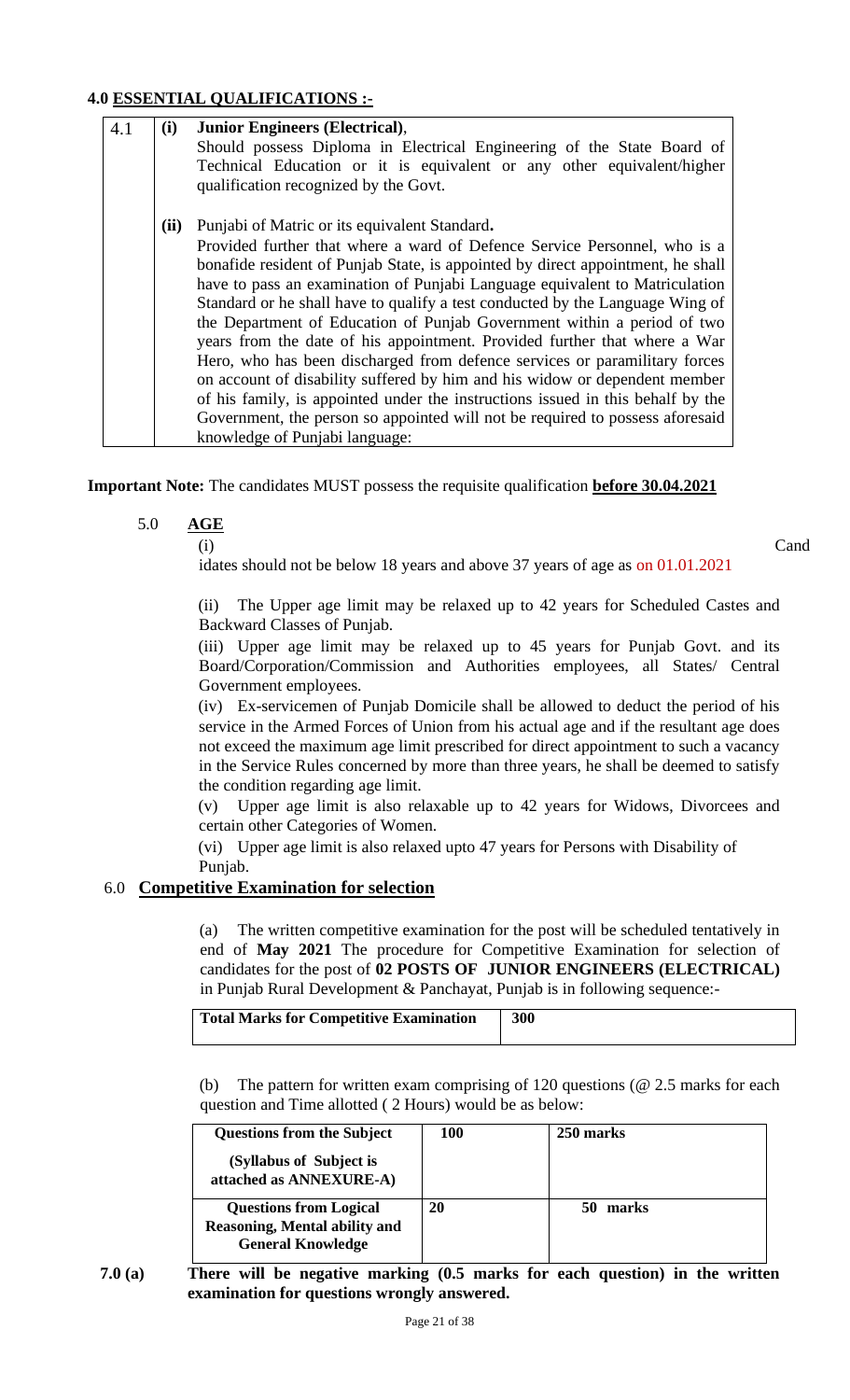### 4.0 ESSENTIAL QUALIFICATIONS :-

| | | |
|---|---|---|
| 4.1 | **(i)** | **Junior Engineers (Electrical)**, Should possess Diploma in Electrical Engineering of the State Board of Technical Education or it is equivalent or any other equivalent/higher qualification recognized by the Govt. |
| | **(ii)** | Punjabi of Matric or its equivalent Standard**.** Provided further that where a ward of Defence Service Personnel, who is a bonafide resident of Punjab State, is appointed by direct appointment, he shall have to pass an examination of Punjabi Language equivalent to Matriculation Standard or he shall have to qualify a test conducted by the Language Wing of the Department of Education of Punjab Government within a period of two years from the date of his appointment. Provided further that where a War Hero, who has been discharged from defence services or paramilitary forces on account of disability suffered by him and his widow or dependent member of his family, is appointed under the instructions issued in this behalf by the Government, the person so appointed will not be required to possess aforesaid knowledge of Punjabi language: |

**Important Note:** The candidates MUST possess the requisite qualification **before 30.04.2021**

### 5.0 AGE

(i) Candidates should not be below 18 years and above 37 years of age as on 01.01.2021

(ii) The Upper age limit may be relaxed up to 42 years for Scheduled Castes and Backward Classes of Punjab.

(iii) Upper age limit may be relaxed up to 45 years for Punjab Govt. and its Board/Corporation/Commission and Authorities employees, all States/ Central Government employees.

(iv) Ex-servicemen of Punjab Domicile shall be allowed to deduct the period of his service in the Armed Forces of Union from his actual age and if the resultant age does not exceed the maximum age limit prescribed for direct appointment to such a vacancy in the Service Rules concerned by more than three years, he shall be deemed to satisfy the condition regarding age limit.

(v) Upper age limit is also relaxable up to 42 years for Widows, Divorcees and certain other Categories of Women.

(vi) Upper age limit is also relaxed upto 47 years for Persons with Disability of Punjab.

### 6.0 Competitive Examination for selection

(a) The written competitive examination for the post will be scheduled tentatively in end of **May 2021** The procedure for Competitive Examination for selection of candidates for the post of **02 POSTS OF JUNIOR ENGINEERS (ELECTRICAL)** in Punjab Rural Development & Panchayat, Punjab is in following sequence:-

| **Total Marks for Competitive Examination** | **300** |
|---|---|

(b) The pattern for written exam comprising of 120 questions (@ 2.5 marks for each question and Time allotted ( 2 Hours) would be as below:

| **Questions from the Subject** (Syllabus of Subject is attached as ANNEXURE-A) | **100** | **250 marks** |
|---|---|---|
| **Questions from Logical Reasoning, Mental ability and General Knowledge** | **20** | **50 marks** |

**7.0 (a) There will be negative marking (0.5 marks for each question) in the written examination for questions wrongly answered.**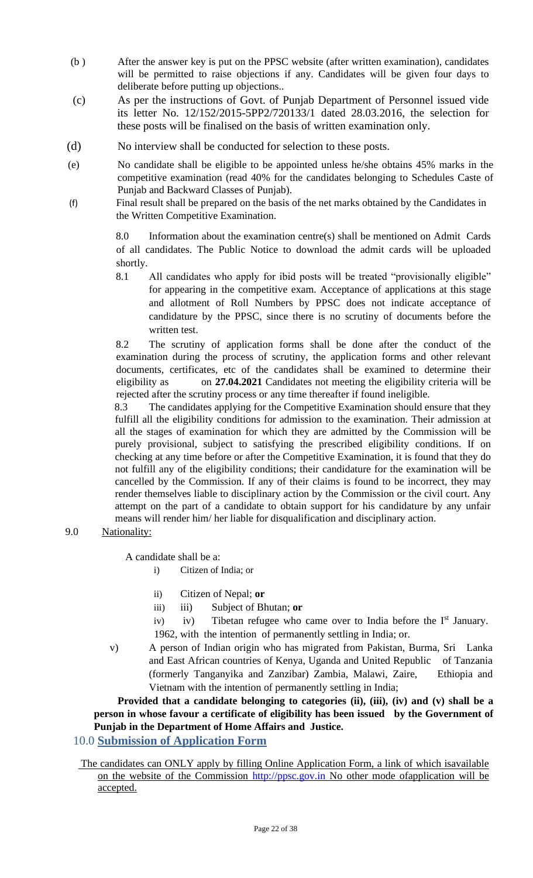(b ) After the answer key is put on the PPSC website (after written examination), candidates will be permitted to raise objections if any. Candidates will be given four days to deliberate before putting up objections..

(c) As per the instructions of Govt. of Punjab Department of Personnel issued vide its letter No. 12/152/2015-5PP2/720133/1 dated 28.03.2016, the selection for these posts will be finalised on the basis of written examination only.

(d) No interview shall be conducted for selection to these posts.

(e) No candidate shall be eligible to be appointed unless he/she obtains 45% marks in the competitive examination (read 40% for the candidates belonging to Schedules Caste of Punjab and Backward Classes of Punjab).

(f) Final result shall be prepared on the basis of the net marks obtained by the Candidates in the Written Competitive Examination.

8.0 Information about the examination centre(s) shall be mentioned on Admit Cards of all candidates. The Public Notice to download the admit cards will be uploaded shortly.

8.1 All candidates who apply for ibid posts will be treated "provisionally eligible" for appearing in the competitive exam. Acceptance of applications at this stage and allotment of Roll Numbers by PPSC does not indicate acceptance of candidature by the PPSC, since there is no scrutiny of documents before the written test.

8.2 The scrutiny of application forms shall be done after the conduct of the examination during the process of scrutiny, the application forms and other relevant documents, certificates, etc of the candidates shall be examined to determine their eligibility as on **27.04.2021** Candidates not meeting the eligibility criteria will be rejected after the scrutiny process or any time thereafter if found ineligible.

8.3 The candidates applying for the Competitive Examination should ensure that they fulfill all the eligibility conditions for admission to the examination. Their admission at all the stages of examination for which they are admitted by the Commission will be purely provisional, subject to satisfying the prescribed eligibility conditions. If on checking at any time before or after the Competitive Examination, it is found that they do not fulfill any of the eligibility conditions; their candidature for the examination will be cancelled by the Commission. If any of their claims is found to be incorrect, they may render themselves liable to disciplinary action by the Commission or the civil court. Any attempt on the part of a candidate to obtain support for his candidature by any unfair means will render him/ her liable for disqualification and disciplinary action.

9.0 Nationality:

A candidate shall be a:

i) Citizen of India; or

ii) Citizen of Nepal; **or**

iii) iii) Subject of Bhutan; **or**

iv) iv) Tibetan refugee who came over to India before the I[st] January. 1962, with the intention of permanently settling in India; or.

v) A person of Indian origin who has migrated from Pakistan, Burma, Sri Lanka and East African countries of Kenya, Uganda and United Republic of Tanzania (formerly Tanganyika and Zanzibar) Zambia, Malawi, Zaire, Ethiopia and Vietnam with the intention of permanently settling in India;

**Provided that a candidate belonging to categories (ii), (iii), (iv) and (v) shall be a person in whose favour a certificate of eligibility has been issued by the Government of Punjab in the Department of Home Affairs and Justice.**

## 10.0 Submission of Application Form

The candidates can ONLY apply by filling Online Application Form, a link of which isavailable on the website of the Commission http://ppsc.gov.in No other mode ofapplication will be accepted.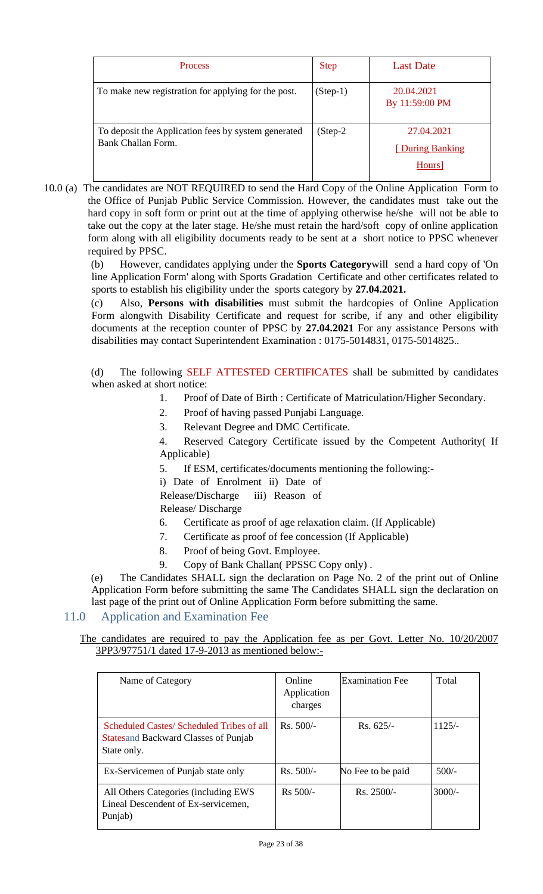| Process | Step | Last Date |
|---|---|---|
| To make new registration for applying for the post. | (Step-1) | 20.04.2021 By 11:59:00 PM |
| To deposit the Application fees by system generated Bank Challan Form. | (Step-2 | 27.04.2021 [ During Banking Hours] |

10.0 (a) The candidates are NOT REQUIRED to send the Hard Copy of the Online Application Form to the Office of Punjab Public Service Commission. However, the candidates must take out the hard copy in soft form or print out at the time of applying otherwise he/she will not be able to take out the copy at the later stage. He/she must retain the hard/soft copy of online application form along with all eligibility documents ready to be sent at a short notice to PPSC whenever required by PPSC.

(b) However, candidates applying under the **Sports Category**will send a hard copy of 'On line Application Form' along with Sports Gradation Certificate and other certificates related to sports to establish his eligibility under the sports category by **27.04.2021.**

(c) Also, **Persons with disabilities** must submit the hardcopies of Online Application Form alongwith Disability Certificate and request for scribe, if any and other eligibility documents at the reception counter of PPSC by **27.04.2021** For any assistance Persons with disabilities may contact Superintendent Examination : 0175-5014831, 0175-5014825..

(d) The following SELF ATTESTED CERTIFICATES shall be submitted by candidates when asked at short notice:

1. Proof of Date of Birth : Certificate of Matriculation/Higher Secondary.
2. Proof of having passed Punjabi Language.
3. Relevant Degree and DMC Certificate.
4. Reserved Category Certificate issued by the Competent Authority( If Applicable)
5. If ESM, certificates/documents mentioning the following:-
   i) Date of Enrolment ii) Date of Release/Discharge iii) Reason of Release/ Discharge
6. Certificate as proof of age relaxation claim. (If Applicable)
7. Certificate as proof of fee concession (If Applicable)
8. Proof of being Govt. Employee.
9. Copy of Bank Challan( PPSSC Copy only) .

(e) The Candidates SHALL sign the declaration on Page No. 2 of the print out of Online Application Form before submitting the same The Candidates SHALL sign the declaration on last page of the print out of Online Application Form before submitting the same.

## 11.0 Application and Examination Fee

The candidates are required to pay the Application fee as per Govt. Letter No. 10/20/2007 3PP3/97751/1 dated 17-9-2013 as mentioned below:-

| Name of Category | Online Application charges | Examination Fee | Total |
|---|---|---|---|
| Scheduled Castes/ Scheduled Tribes of all Statesand Backward Classes of Punjab State only. | Rs. 500/- | Rs. 625/- | 1125/- |
| Ex-Servicemen of Punjab state only | Rs. 500/- | No Fee to be paid | 500/- |
| All Others Categories (including EWS Lineal Descendent of Ex-servicemen, Punjab) | Rs 500/- | Rs. 2500/- | 3000/- |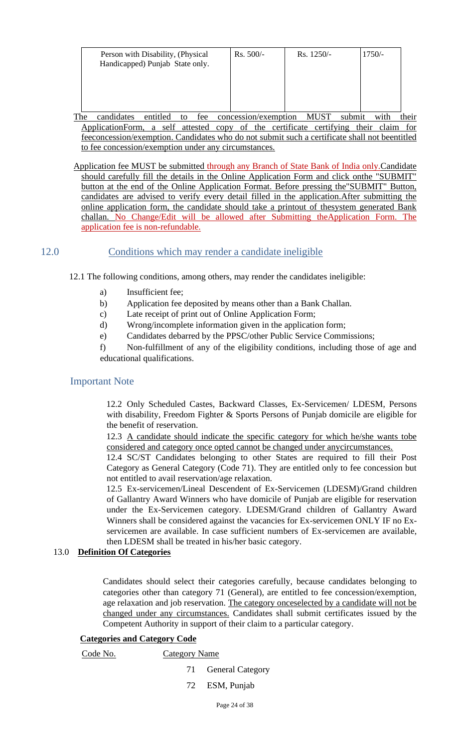| Person with Disability, (Physical Handicapped) Punjab State only. | Rs. 500/- | Rs. 1250/- | 1750/- |
|---|---|---|---|

The candidates entitled to fee concession/exemption MUST submit with their ApplicationForm, a self attested copy of the certificate certifying their claim for feeconcession/exemption. Candidates who do not submit such a certificate shall not beentitled to fee concession/exemption under any circumstances.

Application fee MUST be submitted through any Branch of State Bank of India only.Candidate should carefully fill the details in the Online Application Form and click onthe "SUBMIT" button at the end of the Online Application Format. Before pressing the"SUBMIT" Button, candidates are advised to verify every detail filled in the application.After submitting the online application form, the candidate should take a printout of thesystem generated Bank challan. No Change/Edit will be allowed after Submitting theApplication Form. The application fee is non-refundable.

## 12.0 Conditions which may render a candidate ineligible

12.1 The following conditions, among others, may render the candidates ineligible:

a) Insufficient fee;

b) Application fee deposited by means other than a Bank Challan.

c) Late receipt of print out of Online Application Form;

d) Wrong/incomplete information given in the application form;

e) Candidates debarred by the PPSC/other Public Service Commissions;

f) Non-fulfillment of any of the eligibility conditions, including those of age and educational qualifications.

### Important Note

12.2 Only Scheduled Castes, Backward Classes, Ex-Servicemen/ LDESM, Persons with disability, Freedom Fighter & Sports Persons of Punjab domicile are eligible for the benefit of reservation.

12.3 A candidate should indicate the specific category for which he/she wants tobe considered and category once opted cannot be changed under anycircumstances.

12.4 SC/ST Candidates belonging to other States are required to fill their Post Category as General Category (Code 71). They are entitled only to fee concession but not entitled to avail reservation/age relaxation.

12.5 Ex-servicemen/Lineal Descendent of Ex-Servicemen (LDESM)/Grand children of Gallantry Award Winners who have domicile of Punjab are eligible for reservation under the Ex-Servicemen category. LDESM/Grand children of Gallantry Award Winners shall be considered against the vacancies for Ex-servicemen ONLY IF no Ex-servicemen are available. In case sufficient numbers of Ex-servicemen are available, then LDESM shall be treated in his/her basic category.

## 13.0 **Definition Of Categories**

Candidates should select their categories carefully, because candidates belonging to categories other than category 71 (General), are entitled to fee concession/exemption, age relaxation and job reservation. The category onceselected by a candidate will not be changed under any circumstances. Candidates shall submit certificates issued by the Competent Authority in support of their claim to a particular category.

**Categories and Category Code**

| Code No. | Category Name |
|---|---|
| 71 | General Category |
| 72 | ESM, Punjab |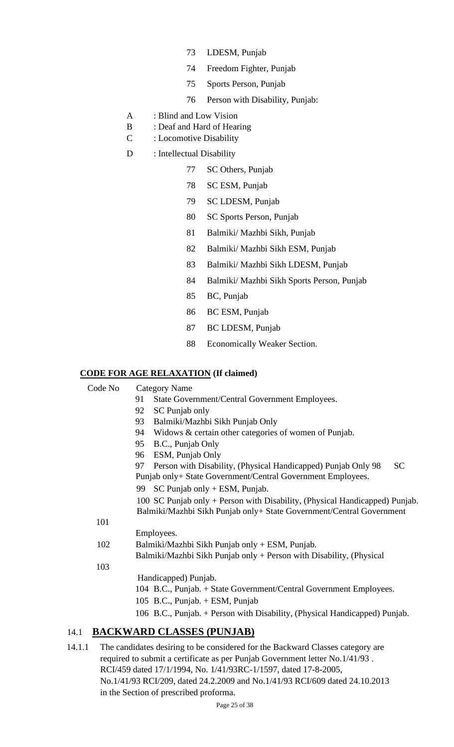73 LDESM, Punjab

74 Freedom Fighter, Punjab

75 Sports Person, Punjab

76 Person with Disability, Punjab:

A : Blind and Low Vision
B : Deaf and Hard of Hearing
C : Locomotive Disability
D : Intellectual Disability

77 SC Others, Punjab

78 SC ESM, Punjab

79 SC LDESM, Punjab

80 SC Sports Person, Punjab

81 Balmiki/ Mazhbi Sikh, Punjab

82 Balmiki/ Mazhbi Sikh ESM, Punjab

83 Balmiki/ Mazhbi Sikh LDESM, Punjab

84 Balmiki/ Mazhbi Sikh Sports Person, Punjab

85 BC, Punjab

86 BC ESM, Punjab

87 BC LDESM, Punjab

88 Economically Weaker Section.

**CODE FOR AGE RELAXATION (If claimed)**

| Code No | Category Name |
|---|---|
| 91 | State Government/Central Government Employees. |
| 92 | SC Punjab only |
| 93 | Balmiki/Mazhbi Sikh Punjab Only |
| 94 | Widows & certain other categories of women of Punjab. |
| 95 | B.C., Punjab Only |
| 96 | ESM, Punjab Only |
| 97 | Person with Disability, (Physical Handicapped) Punjab Only |
| 98 | SC Punjab only+ State Government/Central Government Employees. |
| 99 | SC Punjab only + ESM, Punjab. |
| 100 | SC Punjab only + Person with Disability, (Physical Handicapped) Punjab. |
| 101 | Balmiki/Mazhbi Sikh Punjab only+ State Government/Central Government Employees. |
| 102 | Balmiki/Mazhbi Sikh Punjab only + ESM, Punjab. |
| 103 | Balmiki/Mazhbi Sikh Punjab only + Person with Disability, (Physical Handicapped) Punjab. |
| 104 | B.C., Punjab. + State Government/Central Government Employees. |
| 105 | B.C., Punjab. + ESM, Punjab |
| 106 | B.C., Punjab. + Person with Disability, (Physical Handicapped) Punjab. |

## 14.1 BACKWARD CLASSES (PUNJAB)

14.1.1 The candidates desiring to be considered for the Backward Classes category are required to submit a certificate as per Punjab Government letter No.1/41/93 . RCI/459 dated 17/1/1994, No. 1/41/93RC-1/1597, dated 17-8-2005, No.1/41/93 RCI/209, dated 24.2.2009 and No.1/41/93 RCI/609 dated 24.10.2013 in the Section of prescribed proforma.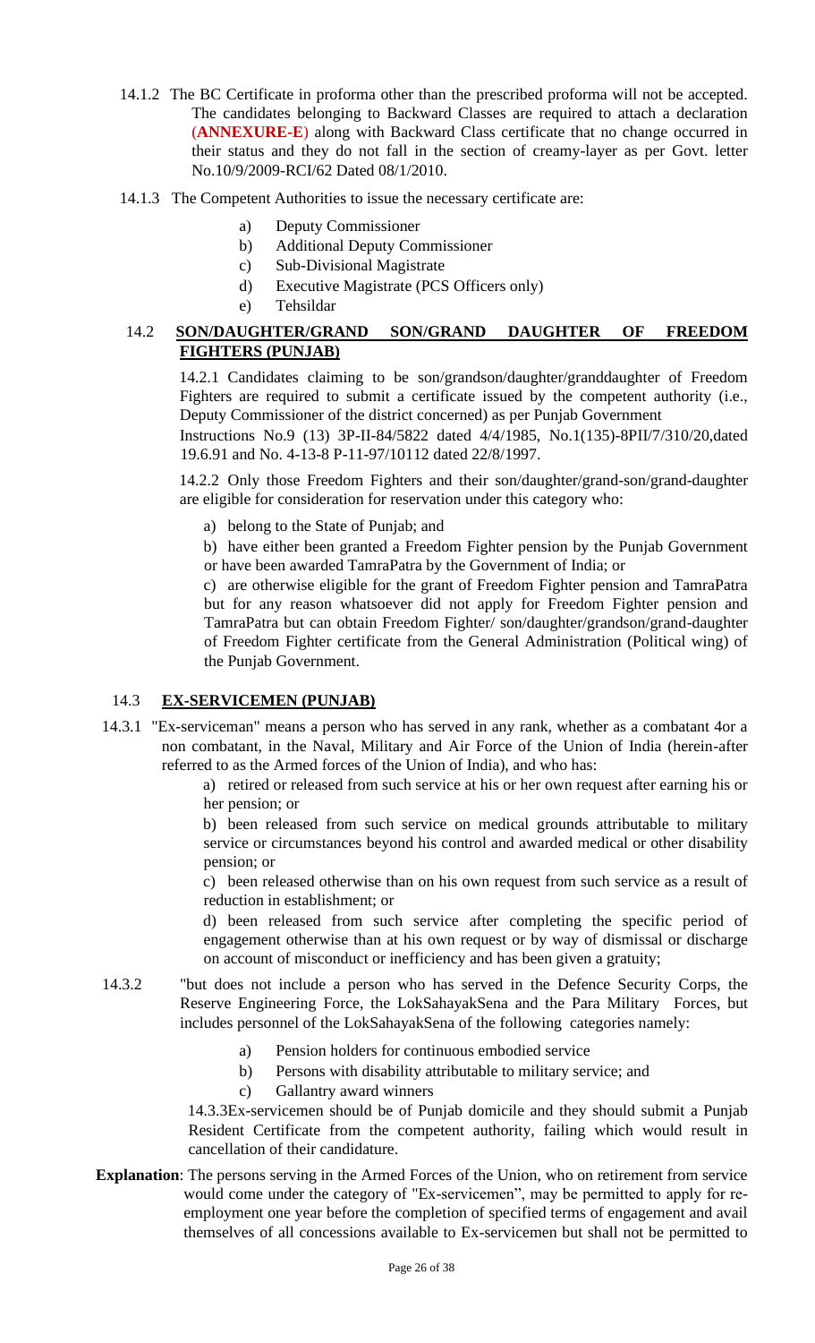14.1.2 The BC Certificate in proforma other than the prescribed proforma will not be accepted. The candidates belonging to Backward Classes are required to attach a declaration (**ANNEXURE-E**) along with Backward Class certificate that no change occurred in their status and they do not fall in the section of creamy-layer as per Govt. letter No.10/9/2009-RCI/62 Dated 08/1/2010.

14.1.3 The Competent Authorities to issue the necessary certificate are:

a) Deputy Commissioner
b) Additional Deputy Commissioner
c) Sub-Divisional Magistrate
d) Executive Magistrate (PCS Officers only)
e) Tehsildar

### 14.2 **SON/DAUGHTER/GRAND SON/GRAND DAUGHTER OF FREEDOM FIGHTERS (PUNJAB)**

14.2.1 Candidates claiming to be son/grandson/daughter/granddaughter of Freedom Fighters are required to submit a certificate issued by the competent authority (i.e., Deputy Commissioner of the district concerned) as per Punjab Government Instructions No.9 (13) 3P-II-84/5822 dated 4/4/1985, No.1(135)-8PII/7/310/20,dated 19.6.91 and No. 4-13-8 P-11-97/10112 dated 22/8/1997.

14.2.2 Only those Freedom Fighters and their son/daughter/grand-son/grand-daughter are eligible for consideration for reservation under this category who:

a) belong to the State of Punjab; and

b) have either been granted a Freedom Fighter pension by the Punjab Government or have been awarded TamraPatra by the Government of India; or

c) are otherwise eligible for the grant of Freedom Fighter pension and TamraPatra but for any reason whatsoever did not apply for Freedom Fighter pension and TamraPatra but can obtain Freedom Fighter/ son/daughter/grandson/grand-daughter of Freedom Fighter certificate from the General Administration (Political wing) of the Punjab Government.

### 14.3 **EX-SERVICEMEN (PUNJAB)**

14.3.1 "Ex-serviceman" means a person who has served in any rank, whether as a combatant 4or a non combatant, in the Naval, Military and Air Force of the Union of India (herein-after referred to as the Armed forces of the Union of India), and who has:

a) retired or released from such service at his or her own request after earning his or her pension; or

b) been released from such service on medical grounds attributable to military service or circumstances beyond his control and awarded medical or other disability pension; or

c) been released otherwise than on his own request from such service as a result of reduction in establishment; or

d) been released from such service after completing the specific period of engagement otherwise than at his own request or by way of dismissal or discharge on account of misconduct or inefficiency and has been given a gratuity;

14.3.2 "but does not include a person who has served in the Defence Security Corps, the Reserve Engineering Force, the LokSahayakSena and the Para Military Forces, but includes personnel of the LokSahayakSena of the following categories namely:

a) Pension holders for continuous embodied service
b) Persons with disability attributable to military service; and
c) Gallantry award winners

14.3.3Ex-servicemen should be of Punjab domicile and they should submit a Punjab Resident Certificate from the competent authority, failing which would result in cancellation of their candidature.

**Explanation**: The persons serving in the Armed Forces of the Union, who on retirement from service would come under the category of "Ex-servicemen", may be permitted to apply for re-employment one year before the completion of specified terms of engagement and avail themselves of all concessions available to Ex-servicemen but shall not be permitted to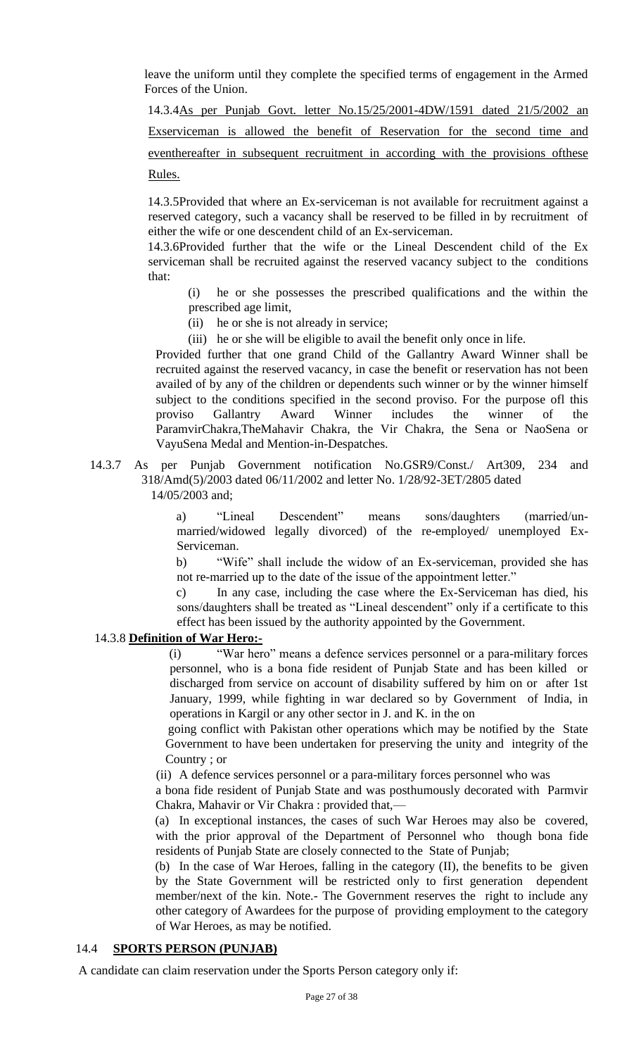leave the uniform until they complete the specified terms of engagement in the Armed Forces of the Union.

14.3.4As per Punjab Govt. letter No.15/25/2001-4DW/1591 dated 21/5/2002 an Exserviceman is allowed the benefit of Reservation for the second time and eventhereafter in subsequent recruitment in according with the provisions ofthese Rules.

14.3.5Provided that where an Ex-serviceman is not available for recruitment against a reserved category, such a vacancy shall be reserved to be filled in by recruitment of either the wife or one descendent child of an Ex-serviceman.

14.3.6Provided further that the wife or the Lineal Descendent child of the Ex serviceman shall be recruited against the reserved vacancy subject to the conditions that:

(i) he or she possesses the prescribed qualifications and the within the prescribed age limit,

(ii) he or she is not already in service;

(iii) he or she will be eligible to avail the benefit only once in life.

Provided further that one grand Child of the Gallantry Award Winner shall be recruited against the reserved vacancy, in case the benefit or reservation has not been availed of by any of the children or dependents such winner or by the winner himself subject to the conditions specified in the second proviso. For the purpose ofl this proviso Gallantry Award Winner includes the winner of the ParamvirChakra,TheMahavir Chakra, the Vir Chakra, the Sena or NaoSena or VayuSena Medal and Mention-in-Despatches.

14.3.7 As per Punjab Government notification No.GSR9/Const./ Art309, 234 and 318/Amd(5)/2003 dated 06/11/2002 and letter No. 1/28/92-3ET/2805 dated 14/05/2003 and;

a) "Lineal Descendent" means sons/daughters (married/un-married/widowed legally divorced) of the re-employed/ unemployed Ex-Serviceman.

b) "Wife" shall include the widow of an Ex-serviceman, provided she has not re-married up to the date of the issue of the appointment letter."

c) In any case, including the case where the Ex-Serviceman has died, his sons/daughters shall be treated as "Lineal descendent" only if a certificate to this effect has been issued by the authority appointed by the Government.

14.3.8 **Definition of War Hero:-**

(i) "War hero" means a defence services personnel or a para-military forces personnel, who is a bona fide resident of Punjab State and has been killed or discharged from service on account of disability suffered by him on or after 1st January, 1999, while fighting in war declared so by Government of India, in operations in Kargil or any other sector in J. and K. in the on going conflict with Pakistan other operations which may be notified by the State Government to have been undertaken for preserving the unity and integrity of the Country ; or

(ii) A defence services personnel or a para-military forces personnel who was a bona fide resident of Punjab State and was posthumously decorated with Parmvir Chakra, Mahavir or Vir Chakra : provided that,—

(a) In exceptional instances, the cases of such War Heroes may also be covered, with the prior approval of the Department of Personnel who though bona fide residents of Punjab State are closely connected to the State of Punjab;

(b) In the case of War Heroes, falling in the category (II), the benefits to be given by the State Government will be restricted only to first generation dependent member/next of the kin. Note.- The Government reserves the right to include any other category of Awardees for the purpose of providing employment to the category of War Heroes, as may be notified.

## 14.4 SPORTS PERSON (PUNJAB)

A candidate can claim reservation under the Sports Person category only if: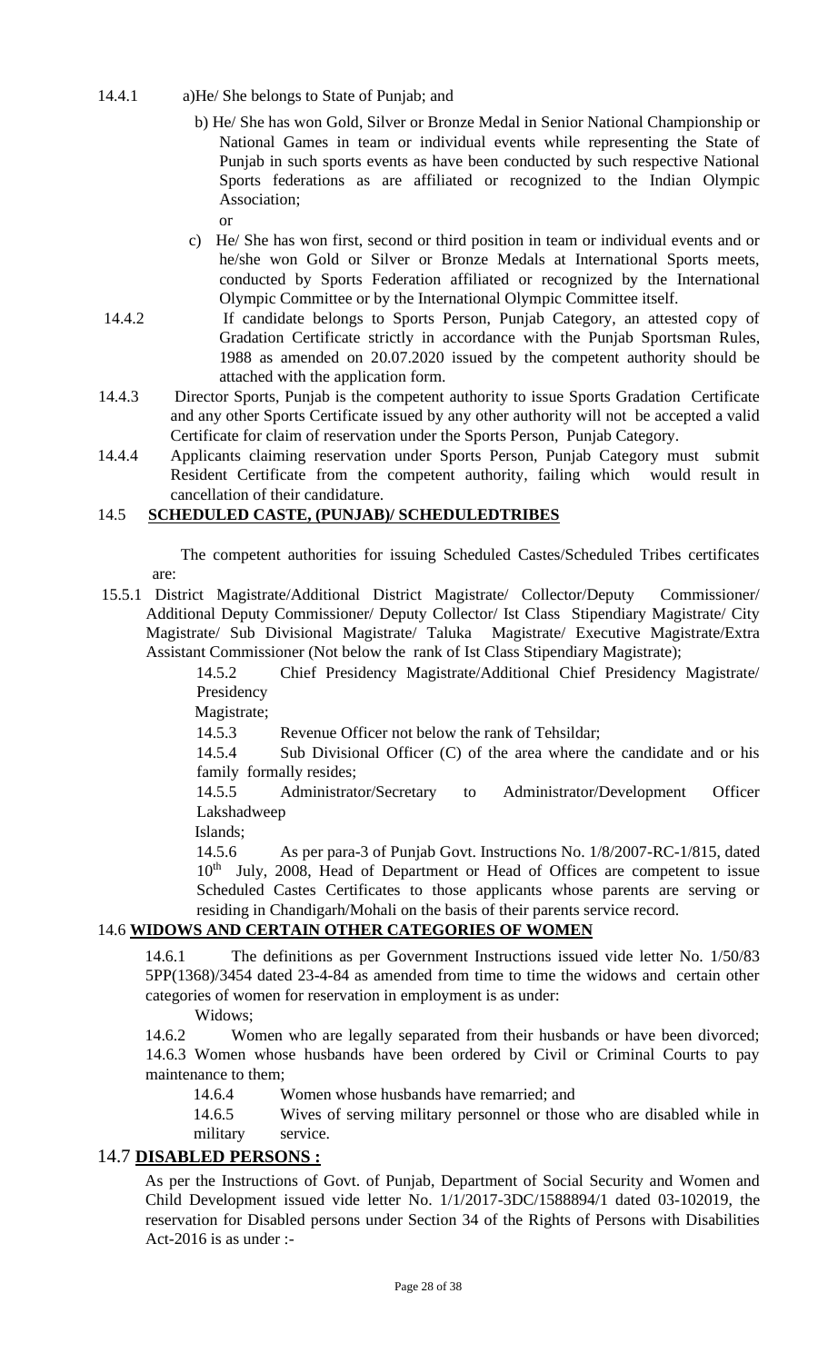14.4.1 a) He/ She belongs to State of Punjab; and

b) He/ She has won Gold, Silver or Bronze Medal in Senior National Championship or National Games in team or individual events while representing the State of Punjab in such sports events as have been conducted by such respective National Sports federations as are affiliated or recognized to the Indian Olympic Association;

or

c) He/ She has won first, second or third position in team or individual events and or he/she won Gold or Silver or Bronze Medals at International Sports meets, conducted by Sports Federation affiliated or recognized by the International Olympic Committee or by the International Olympic Committee itself.

14.4.2 If candidate belongs to Sports Person, Punjab Category, an attested copy of Gradation Certificate strictly in accordance with the Punjab Sportsman Rules, 1988 as amended on 20.07.2020 issued by the competent authority should be attached with the application form.

14.4.3 Director Sports, Punjab is the competent authority to issue Sports Gradation Certificate and any other Sports Certificate issued by any other authority will not be accepted a valid Certificate for claim of reservation under the Sports Person, Punjab Category.

14.4.4 Applicants claiming reservation under Sports Person, Punjab Category must submit Resident Certificate from the competent authority, failing which would result in cancellation of their candidature.

## 14.5 SCHEDULED CASTE, (PUNJAB)/ SCHEDULEDTRIBES

The competent authorities for issuing Scheduled Castes/Scheduled Tribes certificates are:

15.5.1 District Magistrate/Additional District Magistrate/ Collector/Deputy Commissioner/ Additional Deputy Commissioner/ Deputy Collector/ Ist Class Stipendiary Magistrate/ City Magistrate/ Sub Divisional Magistrate/ Taluka Magistrate/ Executive Magistrate/Extra Assistant Commissioner (Not below the rank of Ist Class Stipendiary Magistrate);

14.5.2 Chief Presidency Magistrate/Additional Chief Presidency Magistrate/ Presidency Magistrate;

14.5.3 Revenue Officer not below the rank of Tehsildar;

14.5.4 Sub Divisional Officer (C) of the area where the candidate and or his family formally resides;

14.5.5 Administrator/Secretary to Administrator/Development Officer Lakshadweep Islands;

14.5.6 As per para-3 of Punjab Govt. Instructions No. 1/8/2007-RC-1/815, dated 10th July, 2008, Head of Department or Head of Offices are competent to issue Scheduled Castes Certificates to those applicants whose parents are serving or residing in Chandigarh/Mohali on the basis of their parents service record.

## 14.6 WIDOWS AND CERTAIN OTHER CATEGORIES OF WOMEN

14.6.1 The definitions as per Government Instructions issued vide letter No. 1/50/83 5PP(1368)/3454 dated 23-4-84 as amended from time to time the widows and certain other categories of women for reservation in employment is as under:

Widows;

14.6.2 Women who are legally separated from their husbands or have been divorced;

14.6.3 Women whose husbands have been ordered by Civil or Criminal Courts to pay maintenance to them;

14.6.4 Women whose husbands have remarried; and

14.6.5 Wives of serving military personnel or those who are disabled while in military service.

## 14.7 DISABLED PERSONS :

As per the Instructions of Govt. of Punjab, Department of Social Security and Women and Child Development issued vide letter No. 1/1/2017-3DC/1588894/1 dated 03-102019, the reservation for Disabled persons under Section 34 of the Rights of Persons with Disabilities Act-2016 is as under :-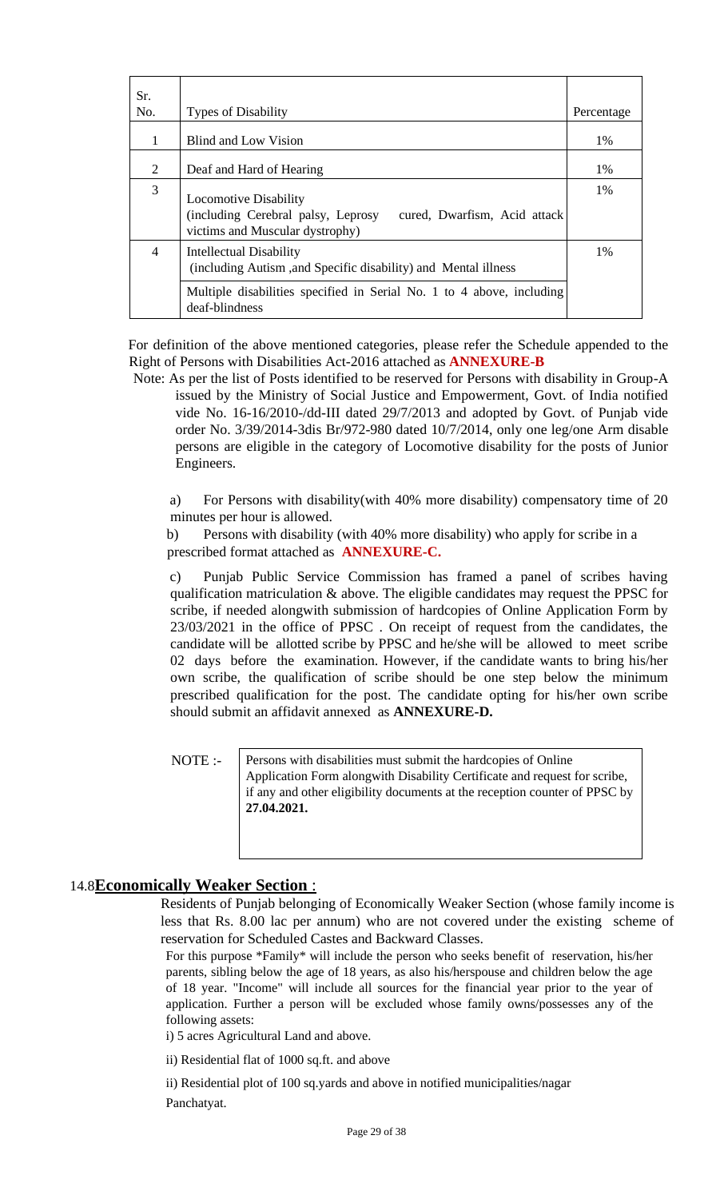| Sr. No. | Types of Disability | Percentage |
|---|---|---|
| 1 | Blind and Low Vision | 1% |
| 2 | Deaf and Hard of Hearing | 1% |
| 3 | Locomotive Disability (including Cerebral palsy, Leprosy cured, Dwarfism, Acid attack victims and Muscular dystrophy) | 1% |
| 4 | Intellectual Disability (including Autism ,and Specific disability) and Mental illness | 1% |
| | Multiple disabilities specified in Serial No. 1 to 4 above, including deaf-blindness | |

For definition of the above mentioned categories, please refer the Schedule appended to the Right of Persons with Disabilities Act-2016 attached as **ANNEXURE-B**

Note: As per the list of Posts identified to be reserved for Persons with disability in Group-A issued by the Ministry of Social Justice and Empowerment, Govt. of India notified vide No. 16-16/2010-/dd-III dated 29/7/2013 and adopted by Govt. of Punjab vide order No. 3/39/2014-3dis Br/972-980 dated 10/7/2014, only one leg/one Arm disable persons are eligible in the category of Locomotive disability for the posts of Junior Engineers.

a) For Persons with disability(with 40% more disability) compensatory time of 20 minutes per hour is allowed.

b) Persons with disability (with 40% more disability) who apply for scribe in a prescribed format attached as **ANNEXURE-C.**

c) Punjab Public Service Commission has framed a panel of scribes having qualification matriculation & above. The eligible candidates may request the PPSC for scribe, if needed alongwith submission of hardcopies of Online Application Form by 23/03/2021 in the office of PPSC . On receipt of request from the candidates, the candidate will be allotted scribe by PPSC and he/she will be allowed to meet scribe 02 days before the examination. However, if the candidate wants to bring his/her own scribe, the qualification of scribe should be one step below the minimum prescribed qualification for the post. The candidate opting for his/her own scribe should submit an affidavit annexed as **ANNEXURE-D.**

| NOTE :- | Persons with disabilities must submit the hardcopies of Online Application Form alongwith Disability Certificate and request for scribe, if any and other eligibility documents at the reception counter of PPSC by **27.04.2021.** |
|---|---|

## 14.8 **Economically Weaker Section** :

Residents of Punjab belonging of Economically Weaker Section (whose family income is less that Rs. 8.00 lac per annum) who are not covered under the existing scheme of reservation for Scheduled Castes and Backward Classes.

For this purpose *Family* will include the person who seeks benefit of reservation, his/her parents, sibling below the age of 18 years, as also his/herspouse and children below the age of 18 year. "Income" will include all sources for the financial year prior to the year of application. Further a person will be excluded whose family owns/possesses any of the following assets:

i) 5 acres Agricultural Land and above.

ii) Residential flat of 1000 sq.ft. and above

ii) Residential plot of 100 sq.yards and above in notified municipalities/nagar Panchatyat.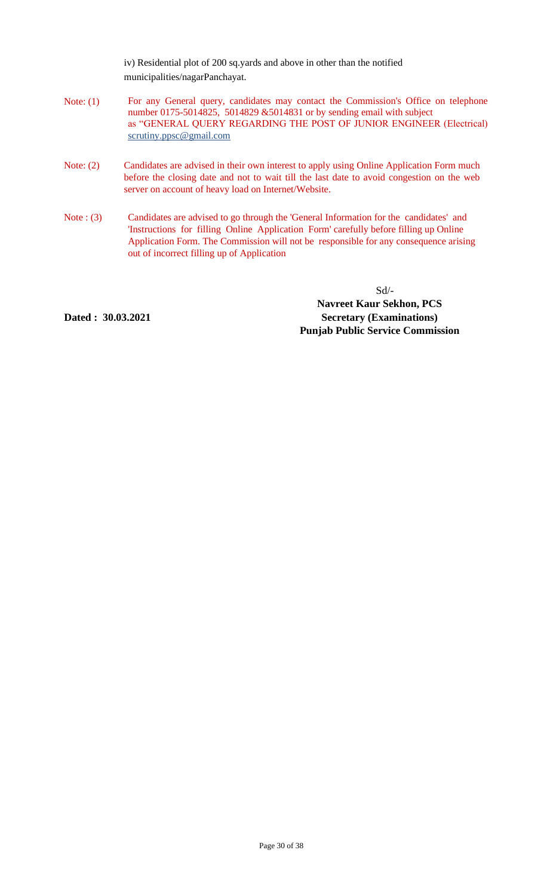iv) Residential plot of 200 sq.yards and above in other than the notified municipalities/nagarPanchayat.

Note: (1) For any General query, candidates may contact the Commission's Office on telephone number 0175-5014825, 5014829 &5014831 or by sending email with subject as "GENERAL QUERY REGARDING THE POST OF JUNIOR ENGINEER (Electrical) scrutiny.ppsc@gmail.com

Note: (2) Candidates are advised in their own interest to apply using Online Application Form much before the closing date and not to wait till the last date to avoid congestion on the web server on account of heavy load on Internet/Website.

Note : (3) Candidates are advised to go through the 'General Information for the candidates' and 'Instructions for filling Online Application Form' carefully before filling up Online Application Form. The Commission will not be responsible for any consequence arising out of incorrect filling up of Application

Sd/-

**Navreet Kaur Sekhon, PCS**

**Secretary (Examinations)**

**Punjab Public Service Commission**

**Dated : 30.03.2021**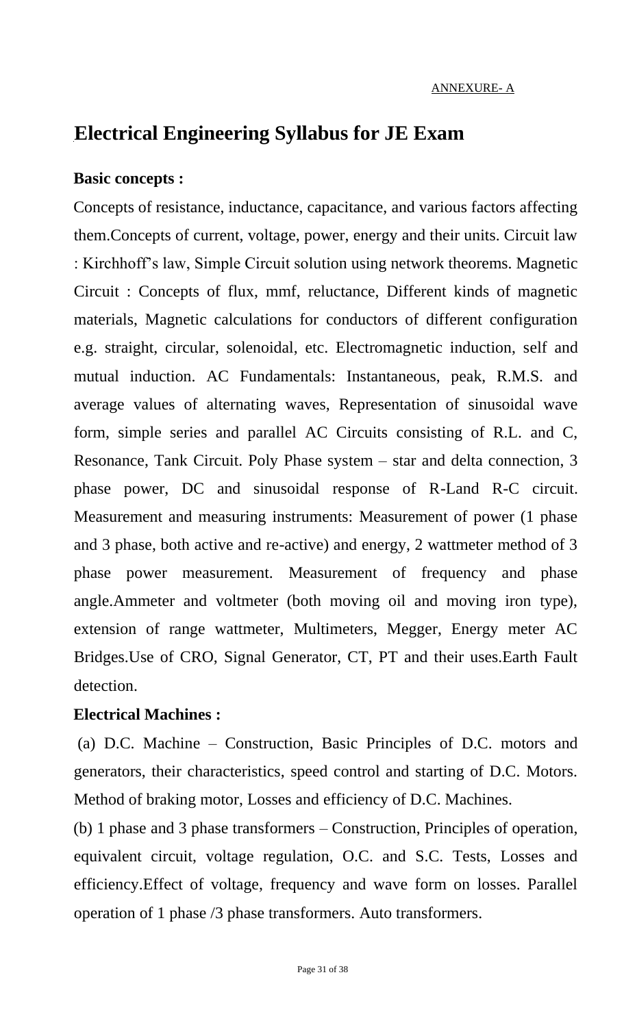ANNEXURE- A

# Electrical Engineering Syllabus for JE Exam

**Basic concepts :**

Concepts of resistance, inductance, capacitance, and various factors affecting them.Concepts of current, voltage, power, energy and their units. Circuit law : Kirchhoff's law, Simple Circuit solution using network theorems. Magnetic Circuit : Concepts of flux, mmf, reluctance, Different kinds of magnetic materials, Magnetic calculations for conductors of different configuration e.g. straight, circular, solenoidal, etc. Electromagnetic induction, self and mutual induction. AC Fundamentals: Instantaneous, peak, R.M.S. and average values of alternating waves, Representation of sinusoidal wave form, simple series and parallel AC Circuits consisting of R.L. and C, Resonance, Tank Circuit. Poly Phase system – star and delta connection, 3 phase power, DC and sinusoidal response of R-Land R-C circuit. Measurement and measuring instruments: Measurement of power (1 phase and 3 phase, both active and re-active) and energy, 2 wattmeter method of 3 phase power measurement. Measurement of frequency and phase angle.Ammeter and voltmeter (both moving oil and moving iron type), extension of range wattmeter, Multimeters, Megger, Energy meter AC Bridges.Use of CRO, Signal Generator, CT, PT and their uses.Earth Fault detection.

**Electrical Machines :**

(a) D.C. Machine – Construction, Basic Principles of D.C. motors and generators, their characteristics, speed control and starting of D.C. Motors. Method of braking motor, Losses and efficiency of D.C. Machines.

(b) 1 phase and 3 phase transformers – Construction, Principles of operation, equivalent circuit, voltage regulation, O.C. and S.C. Tests, Losses and efficiency.Effect of voltage, frequency and wave form on losses. Parallel operation of 1 phase /3 phase transformers. Auto transformers.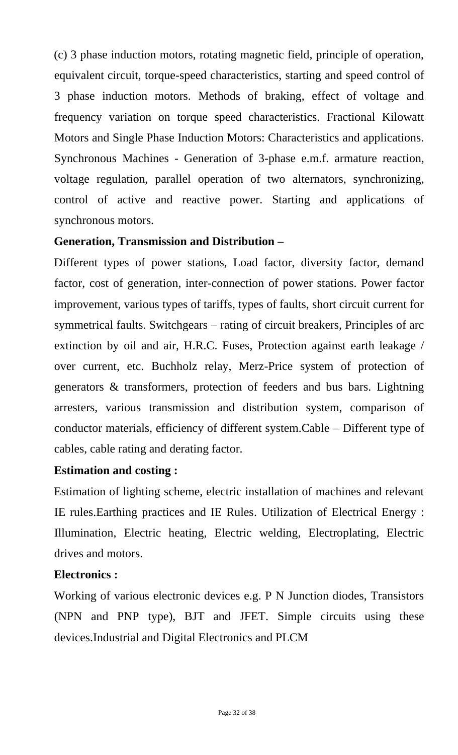(c) 3 phase induction motors, rotating magnetic field, principle of operation, equivalent circuit, torque-speed characteristics, starting and speed control of 3 phase induction motors. Methods of braking, effect of voltage and frequency variation on torque speed characteristics. Fractional Kilowatt Motors and Single Phase Induction Motors: Characteristics and applications. Synchronous Machines - Generation of 3-phase e.m.f. armature reaction, voltage regulation, parallel operation of two alternators, synchronizing, control of active and reactive power. Starting and applications of synchronous motors.

**Generation, Transmission and Distribution –**

Different types of power stations, Load factor, diversity factor, demand factor, cost of generation, inter-connection of power stations. Power factor improvement, various types of tariffs, types of faults, short circuit current for symmetrical faults. Switchgears – rating of circuit breakers, Principles of arc extinction by oil and air, H.R.C. Fuses, Protection against earth leakage / over current, etc. Buchholz relay, Merz-Price system of protection of generators & transformers, protection of feeders and bus bars. Lightning arresters, various transmission and distribution system, comparison of conductor materials, efficiency of different system.Cable – Different type of cables, cable rating and derating factor.

**Estimation and costing :**

Estimation of lighting scheme, electric installation of machines and relevant IE rules.Earthing practices and IE Rules. Utilization of Electrical Energy : Illumination, Electric heating, Electric welding, Electroplating, Electric drives and motors.

**Electronics :**

Working of various electronic devices e.g. P N Junction diodes, Transistors (NPN and PNP type), BJT and JFET. Simple circuits using these devices.Industrial and Digital Electronics and PLCM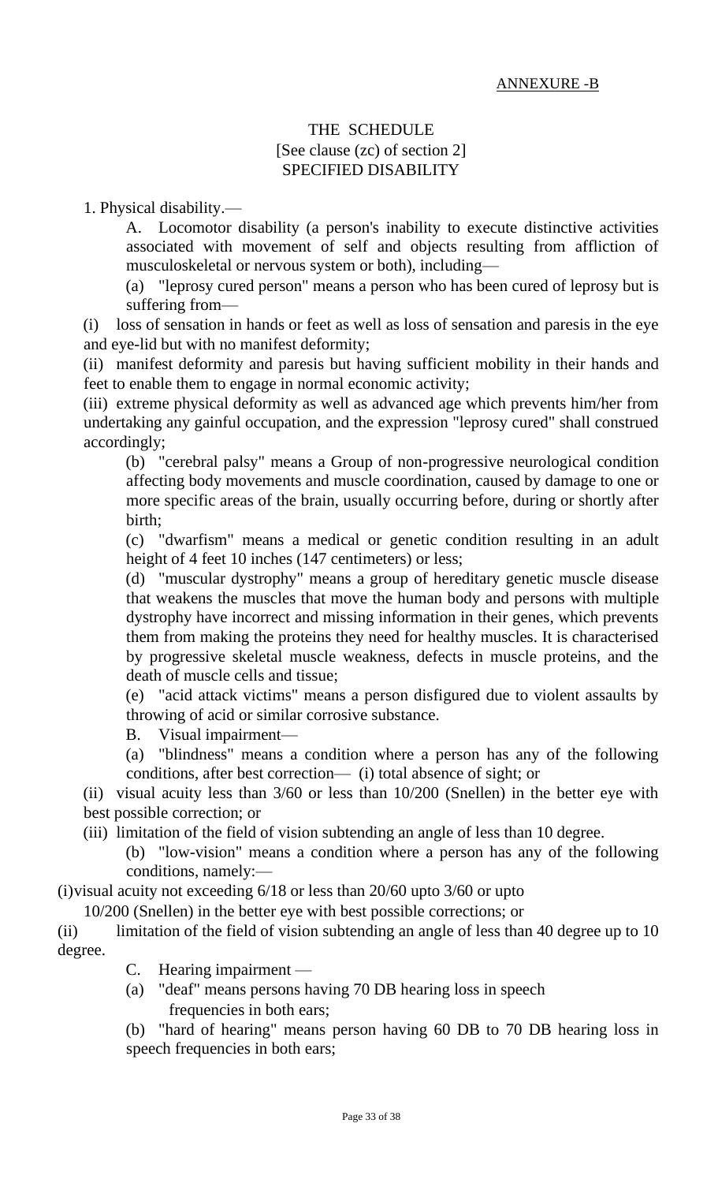ANNEXURE -B

## THE SCHEDULE

[See clause (zc) of section 2]

SPECIFIED DISABILITY

1. Physical disability.—

A. Locomotor disability (a person's inability to execute distinctive activities associated with movement of self and objects resulting from affliction of musculoskeletal or nervous system or both), including—

(a) "leprosy cured person" means a person who has been cured of leprosy but is suffering from—

(i) loss of sensation in hands or feet as well as loss of sensation and paresis in the eye and eye-lid but with no manifest deformity;

(ii) manifest deformity and paresis but having sufficient mobility in their hands and feet to enable them to engage in normal economic activity;

(iii) extreme physical deformity as well as advanced age which prevents him/her from undertaking any gainful occupation, and the expression "leprosy cured" shall construed accordingly;

(b) "cerebral palsy" means a Group of non-progressive neurological condition affecting body movements and muscle coordination, caused by damage to one or more specific areas of the brain, usually occurring before, during or shortly after birth;

(c) "dwarfism" means a medical or genetic condition resulting in an adult height of 4 feet 10 inches (147 centimeters) or less;

(d) "muscular dystrophy" means a group of hereditary genetic muscle disease that weakens the muscles that move the human body and persons with multiple dystrophy have incorrect and missing information in their genes, which prevents them from making the proteins they need for healthy muscles. It is characterised by progressive skeletal muscle weakness, defects in muscle proteins, and the death of muscle cells and tissue;

(e) "acid attack victims" means a person disfigured due to violent assaults by throwing of acid or similar corrosive substance.

B. Visual impairment—

(a) "blindness" means a condition where a person has any of the following conditions, after best correction— (i) total absence of sight; or

(ii) visual acuity less than 3/60 or less than 10/200 (Snellen) in the better eye with best possible correction; or

(iii) limitation of the field of vision subtending an angle of less than 10 degree.

(b) "low-vision" means a condition where a person has any of the following conditions, namely:—

(i) visual acuity not exceeding 6/18 or less than 20/60 upto 3/60 or upto 10/200 (Snellen) in the better eye with best possible corrections; or

(ii) limitation of the field of vision subtending an angle of less than 40 degree up to 10 degree.

C. Hearing impairment —

(a) "deaf" means persons having 70 DB hearing loss in speech frequencies in both ears;

(b) "hard of hearing" means person having 60 DB to 70 DB hearing loss in speech frequencies in both ears;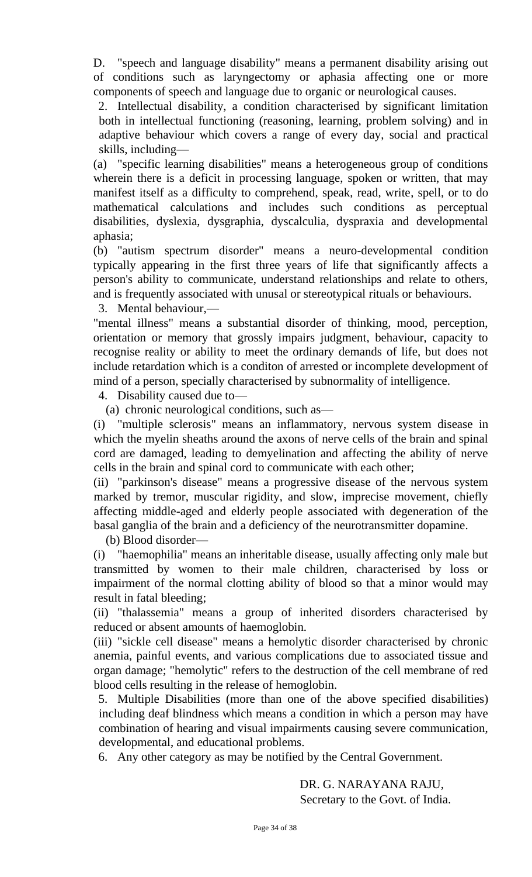D. "speech and language disability" means a permanent disability arising out of conditions such as laryngectomy or aphasia affecting one or more components of speech and language due to organic or neurological causes.

2. Intellectual disability, a condition characterised by significant limitation both in intellectual functioning (reasoning, learning, problem solving) and in adaptive behaviour which covers a range of every day, social and practical skills, including—

(a) "specific learning disabilities" means a heterogeneous group of conditions wherein there is a deficit in processing language, spoken or written, that may manifest itself as a difficulty to comprehend, speak, read, write, spell, or to do mathematical calculations and includes such conditions as perceptual disabilities, dyslexia, dysgraphia, dyscalculia, dyspraxia and developmental aphasia;

(b) "autism spectrum disorder" means a neuro-developmental condition typically appearing in the first three years of life that significantly affects a person's ability to communicate, understand relationships and relate to others, and is frequently associated with unusal or stereotypical rituals or behaviours.

3. Mental behaviour,—

"mental illness" means a substantial disorder of thinking, mood, perception, orientation or memory that grossly impairs judgment, behaviour, capacity to recognise reality or ability to meet the ordinary demands of life, but does not include retardation which is a conditon of arrested or incomplete development of mind of a person, specially characterised by subnormality of intelligence.

4. Disability caused due to—

(a) chronic neurological conditions, such as—

(i) "multiple sclerosis" means an inflammatory, nervous system disease in which the myelin sheaths around the axons of nerve cells of the brain and spinal cord are damaged, leading to demyelination and affecting the ability of nerve cells in the brain and spinal cord to communicate with each other;

(ii) "parkinson's disease" means a progressive disease of the nervous system marked by tremor, muscular rigidity, and slow, imprecise movement, chiefly affecting middle-aged and elderly people associated with degeneration of the basal ganglia of the brain and a deficiency of the neurotransmitter dopamine.

(b) Blood disorder—

(i) "haemophilia" means an inheritable disease, usually affecting only male but transmitted by women to their male children, characterised by loss or impairment of the normal clotting ability of blood so that a minor would may result in fatal bleeding;

(ii) "thalassemia" means a group of inherited disorders characterised by reduced or absent amounts of haemoglobin.

(iii) "sickle cell disease" means a hemolytic disorder characterised by chronic anemia, painful events, and various complications due to associated tissue and organ damage; "hemolytic" refers to the destruction of the cell membrane of red blood cells resulting in the release of hemoglobin.

5. Multiple Disabilities (more than one of the above specified disabilities) including deaf blindness which means a condition in which a person may have combination of hearing and visual impairments causing severe communication, developmental, and educational problems.

6. Any other category as may be notified by the Central Government.

DR. G. NARAYANA RAJU,
Secretary to the Govt. of India.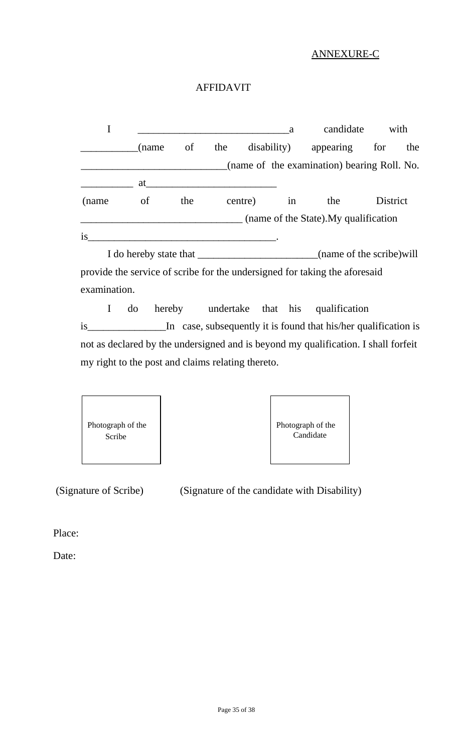<u>ANNEXURE-C</u>

AFFIDAVIT

I ____________________________a candidate with __________(name of the disability) appearing for the __________________________(name of the examination) bearing Roll. No. __________ at________________________ (name of the centre) in the District ______________________________ (name of the State).My qualification is___________________________________.

I do hereby state that ______________________(name of the scribe)will provide the service of scribe for the undersigned for taking the aforesaid examination.

I do hereby undertake that his qualification is______________In case, subsequently it is found that his/her qualification is not as declared by the undersigned and is beyond my qualification. I shall forfeit my right to the post and claims relating thereto.

| Photograph of the Scribe | Photograph of the Candidate |
|---|---|

(Signature of Scribe) (Signature of the candidate with Disability)

Place:

Date: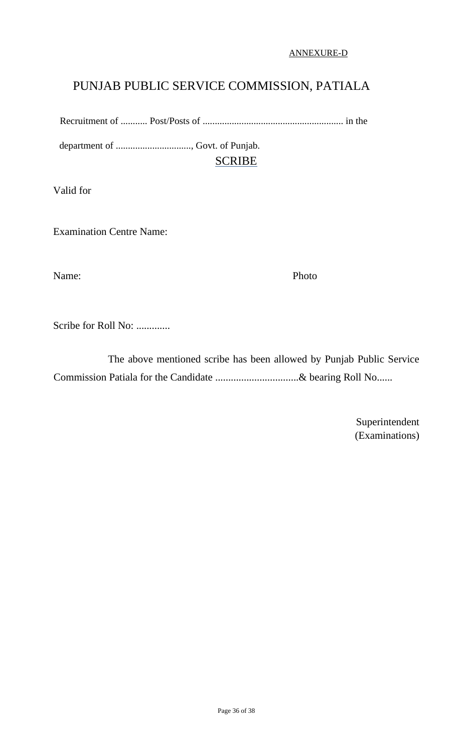ANNEXURE-D

# PUNJAB PUBLIC SERVICE COMMISSION, PATIALA

Recruitment of ........... Post/Posts of .......................................................... in the

department of ..............................., Govt. of Punjab.

## SCRIBE

Valid for

Examination Centre Name:

Name: Photo

Scribe for Roll No: .............

The above mentioned scribe has been allowed by Punjab Public Service Commission Patiala for the Candidate ................................& bearing Roll No......

Superintendent
(Examinations)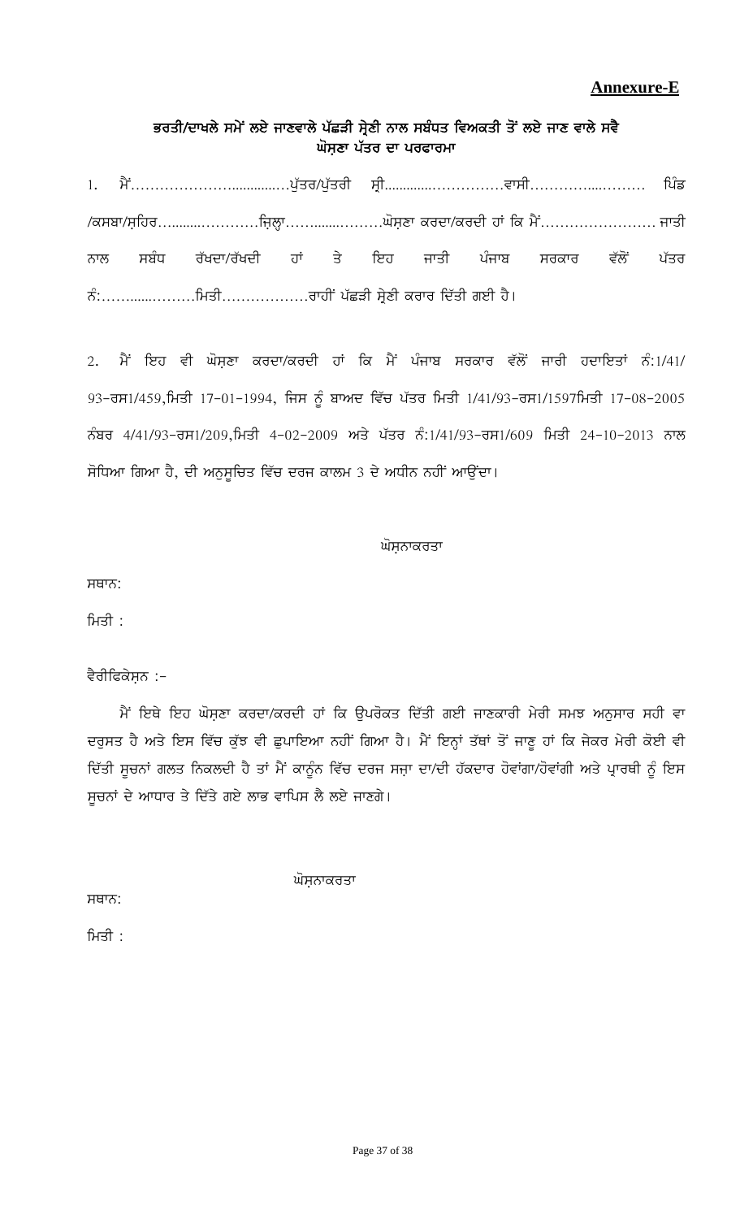**Annexure-E**

## ਭਰਤੀ/ਦਾਖਲੇ ਸਮੇਂ ਲਏ ਜਾਣਵਾਲੇ ਪੱਛੜੀ ਸ੍ਰੇਣੀ ਨਾਲ ਸਬੰਧਤ ਵਿਅਕਤੀ ਤੋਂ ਲਏ ਜਾਣ ਵਾਲੇ ਸਵੈ ਘੋਸ਼ਣਾ ਪੱਤਰ ਦਾ ਪਰਫਾਰਮਾ

1. ਮੈਂ…………………............…ਪੁੱਤਰ/ਪੁੱਤਰੀ ਸ੍ਰੀ.............……………ਵਾਸੀ…………....……… ਪਿੰਡ /ਕਸਬਾ/ਸ਼ਹਿਰ…........…………ਜ਼ਿਲ੍ਹਾ……........………ਘੋਸ਼ਣਾ ਕਰਦਾ/ਕਰਦੀ ਹਾਂ ਕਿ ਮੈਂ…………………… ਜਾਤੀ ਨਾਲ ਸਬੰਧ ਰੱਖਦਾ/ਰੱਖਦੀ ਹਾਂ ਤੇ ਇਹ ਜਾਤੀ ਪੰਜਾਬ ਸਰਕਾਰ ਵੱਲੋਂ ਪੱਤਰ ਨੰ:……......………ਮਿਤੀ………………ਰਾਹੀਂ ਪੱਛੜੀ ਸ੍ਰੇਣੀ ਕਰਾਰ ਦਿੱਤੀ ਗਈ ਹੈ।

2. ਮੈਂ ਇਹ ਵੀ ਘੋਸ਼ਣਾ ਕਰਦਾ/ਕਰਦੀ ਹਾਂ ਕਿ ਮੈਂ ਪੰਜਾਬ ਸਰਕਾਰ ਵੱਲੋਂ ਜਾਰੀ ਹਦਾਇਤਾਂ ਨੰ:1/41/ 93-ਰਸ1/459,ਮਿਤੀ 17-01-1994, ਜਿਸ ਨੂੰ ਬਾਅਦ ਵਿੱਚ ਪੱਤਰ ਮਿਤੀ 1/41/93-ਰਸ1/1597ਮਿਤੀ 17-08-2005 ਨੰਬਰ 4/41/93-ਰਸ1/209,ਮਿਤੀ 4-02-2009 ਅਤੇ ਪੱਤਰ ਨੰ:1/41/93-ਰਸ1/609 ਮਿਤੀ 24-10-2013 ਨਾਲ ਸੋਧਿਆ ਗਿਆ ਹੈ, ਦੀ ਅਨੁਸੂਚਿਤ ਵਿੱਚ ਦਰਜ ਕਾਲਮ 3 ਦੇ ਅਧੀਨ ਨਹੀਂ ਆਉਂਦਾ।

ਘੋਸ਼ਨਾਕਰਤਾ

ਸਥਾਨ:

ਮਿਤੀ :

ਵੈਰੀਫਿਕੇਸ਼ਨ :-

ਮੈਂ ਇਥੇ ਇਹ ਘੋਸ਼ਣਾ ਕਰਦਾ/ਕਰਦੀ ਹਾਂ ਕਿ ਉਪਰੋਕਤ ਦਿੱਤੀ ਗਈ ਜਾਣਕਾਰੀ ਮੇਰੀ ਸਮਝ ਅਨੁਸਾਰ ਸਹੀ ਵਾ ਦਰੁਸਤ ਹੈ ਅਤੇ ਇਸ ਵਿੱਚ ਕੁੱਝ ਵੀ ਛੁਪਾਇਆ ਨਹੀਂ ਗਿਆ ਹੈ। ਮੈਂ ਇਨ੍ਹਾਂ ਤੱਥਾਂ ਤੋਂ ਜਾਣੂ ਹਾਂ ਕਿ ਜੇਕਰ ਮੇਰੀ ਕੋਈ ਵੀ ਦਿੱਤੀ ਸੂਚਨਾਂ ਗਲਤ ਨਿਕਲਦੀ ਹੈ ਤਾਂ ਮੈਂ ਕਾਨੂੰਨ ਵਿੱਚ ਦਰਜ ਸਜ਼ਾ ਦਾ/ਦੀ ਹੱਕਦਾਰ ਹੋਵਾਂਗਾ/ਹੋਵਾਂਗੀ ਅਤੇ ਪ੍ਰਾਰਥੀ ਨੂੰ ਇਸ ਸੂਚਨਾਂ ਦੇ ਆਧਾਰ ਤੇ ਦਿੱਤੇ ਗਏ ਲਾਭ ਵਾਪਿਸ ਲੈ ਲਏ ਜਾਣਗੇ।

ਘੋਸ਼ਨਾਕਰਤਾ

ਸਥਾਨ:

ਮਿਤੀ :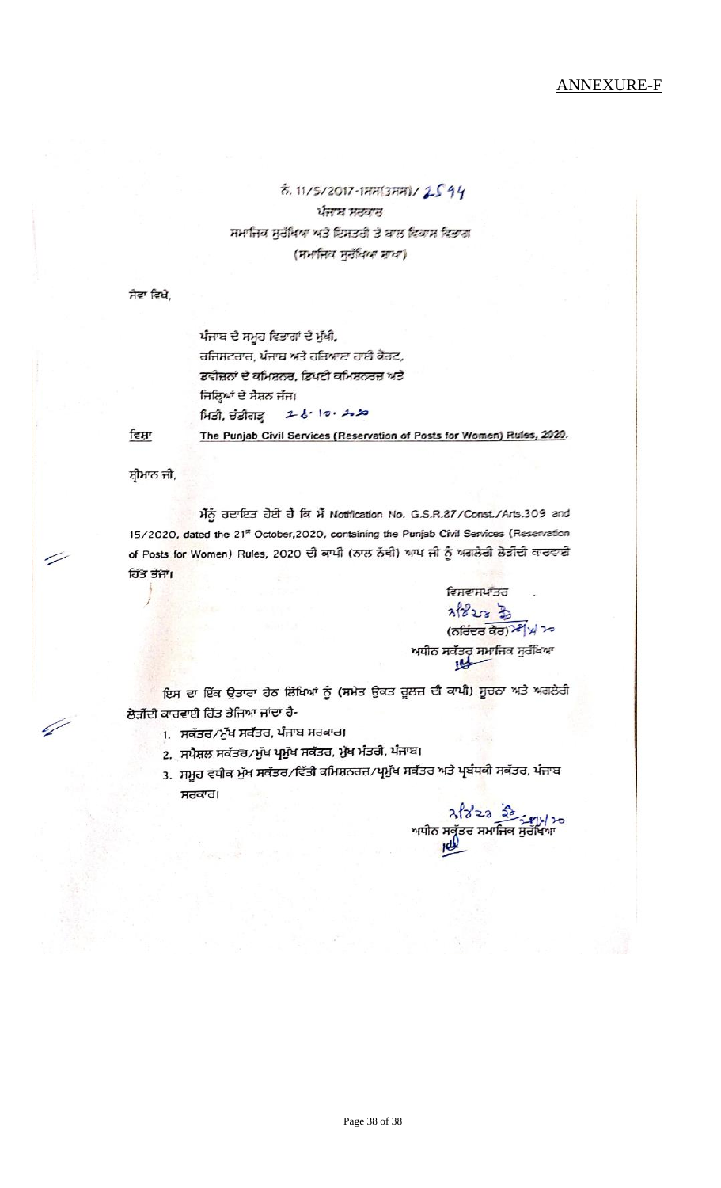ANNEXURE-F

ਨੰ. 11/5/2017-1ਸਸ(3ਸਸ)/ 2594

ਪੰਜਾਬ ਸਰਕਾਰ

ਸਮਾਜਿਕ ਸੁਰੱਖਿਆ ਅਤੇ ਇਸਤਰੀ ਤੇ ਬਾਲ ਵਿਕਾਸ ਵਿਭਾਗ

(ਸਮਾਜਿਕ ਸੁਰੱਖਿਆ ਸ਼ਾਖਾ)

ਸੇਵਾ ਵਿਖੇ,

ਪੰਜਾਬ ਦੇ ਸਮੂਹ ਵਿਭਾਗਾਂ ਦੇ ਮੁੱਖੀ,
ਰਜਿਸਟਰਾਰ, ਪੰਜਾਬ ਅਤੇ ਹਰਿਆਣਾ ਹਾਈ ਕੋਰਟ,
ਡਵੀਜ਼ਨਾਂ ਦੇ ਕਮਿਸ਼ਨਰ, ਡਿਪਟੀ ਕਮਿਸ਼ਨਰਜ਼ ਅਤੇ
ਜਿਲ੍ਹਿਆਂ ਦੇ ਸੈਸ਼ਨ ਜੱਜ।

ਮਿਤੀ, ਚੰਡੀਗੜ੍ਹ 28.10.2020

ਵਿਸ਼ਾ The Punjab Civil Services (Reservation of Posts for Women) Rules, 2020.

ਸ਼੍ਰੀਮਾਨ ਜੀ,

ਮੈਨੂੰ ਹਦਾਇਤ ਹੋਈ ਹੈ ਕਿ ਮੈਂ Notification No. G.S.R.87/Const./Arts.309 and 15/2020, dated the 21st October,2020, containing the Punjab Civil Services (Reservation of Posts for Women) Rules, 2020 ਦੀ ਕਾਪੀ (ਨਾਲ ਨੱਥੀ) ਆਪ ਜੀ ਨੂੰ ਅਗਲੇਰੀ ਲੋੜੀਂਦੀ ਕਾਰਵਾਈ ਹਿੱਤ ਭੇਜਾਂ।

ਵਿਸ਼ਵਾਸਪਾਤਰ

(ਨਰਿੰਦਰ ਕੌਰ)

ਅਧੀਨ ਸਕੱਤਰ ਸਮਾਜਿਕ ਸੁਰੱਖਿਆ

ਇਸ ਦਾ ਇੱਕ ਉਤਾਰਾ ਹੇਠ ਲਿੱਖਿਆਂ ਨੂੰ (ਸਮੇਤ ਉਕਤ ਰੂਲਜ਼ ਦੀ ਕਾਪੀ) ਸੂਚਨਾ ਅਤੇ ਅਗਲੇਰੀ ਲੋੜੀਂਦੀ ਕਾਰਵਾਈ ਹਿੱਤ ਭੇਜਿਆ ਜਾਂਦਾ ਹੈ-

1. ਸਕੱਤਰ/ਮੁੱਖ ਸਕੱਤਰ, ਪੰਜਾਬ ਸਰਕਾਰ।
2. ਸਪੈਸ਼ਲ ਸਕੱਤਰ/ਮੁੱਖ ਪ੍ਰਮੁੱਖ ਸਕੱਤਰ, ਮੁੱਖ ਮੰਤਰੀ, ਪੰਜਾਬ।
3. ਸਮੂਹ ਵਧੀਕ ਮੁੱਖ ਸਕੱਤਰ/ਵਿੱਤੀ ਕਮਿਸ਼ਨਰਜ਼/ਪ੍ਰਮੁੱਖ ਸਕੱਤਰ ਅਤੇ ਪ੍ਰਬੰਧਕੀ ਸਕੱਤਰ, ਪੰਜਾਬ ਸਰਕਾਰ।

ਅਧੀਨ ਸਕੱਤਰ ਸਮਾਜਿਕ ਸੁਰੱਖਿਆ